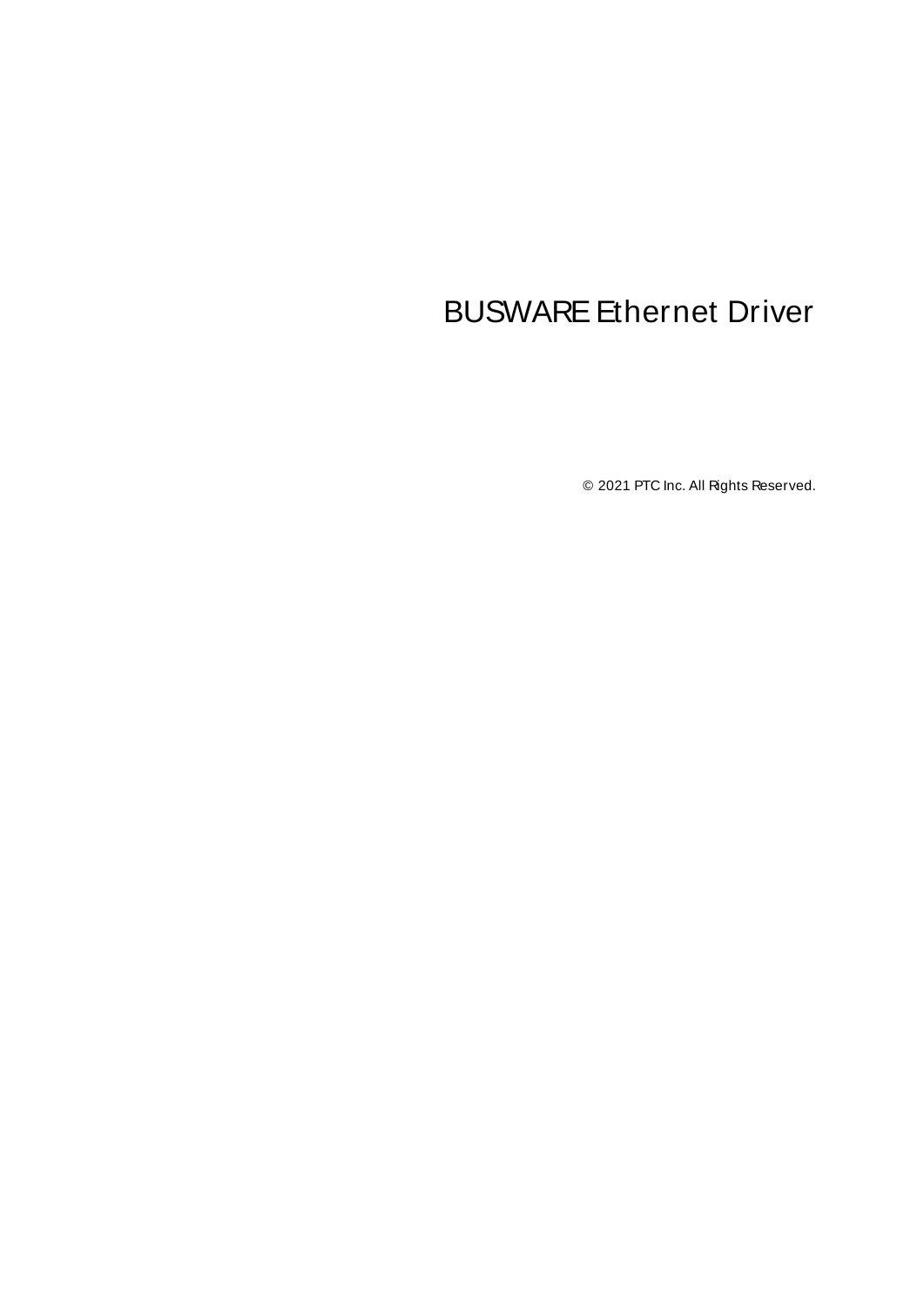# BUSWARE Ethernet Driver

© 2021 PTC Inc. All Rights Reserved.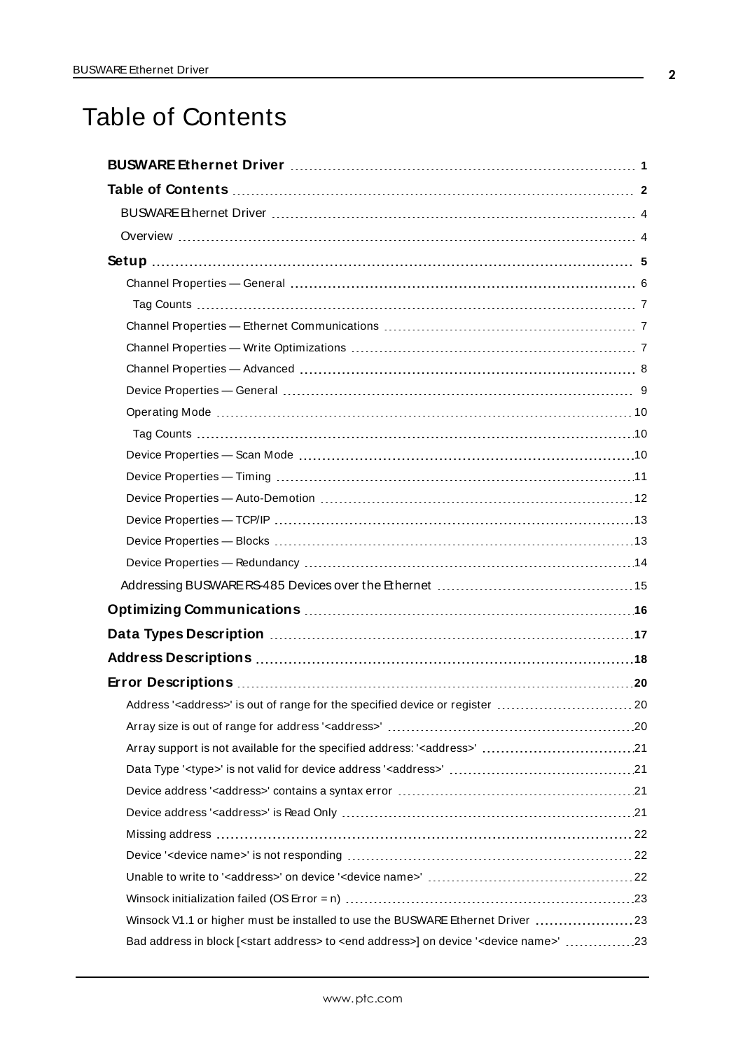# Table of Contents

**BUSWARE Ethernet Driver** 1

**Table of Contents** 2

BUSWARE Ethernet Driver 4

Overview 4

**Setup** 5

Channel Properties — General 6

Tag Counts 7

Channel Properties — Ethernet Communications 7

Channel Properties — Write Optimizations 7

Channel Properties — Advanced 8

Device Properties — General 9

Operating Mode 10

Tag Counts 10

Device Properties — Scan Mode 10

Device Properties — Timing 11

Device Properties — Auto-Demotion 12

Device Properties — TCP/IP 13

Device Properties — Blocks 13

Device Properties — Redundancy 14

Addressing BUSWARE RS-485 Devices over the Ethernet 15

**Optimizing Communications** 16

**Data Types Description** 17

**Address Descriptions** 18

**Error Descriptions** 20

Address '<address>' is out of range for the specified device or register 20

Array size is out of range for address '<address>' 20

Array support is not available for the specified address: '<address>' 21

Data Type '<type>' is not valid for device address '<address>' 21

Device address '<address>' contains a syntax error 21

Device address '<address>' is Read Only 21

Missing address 22

Device '<device name>' is not responding 22

Unable to write to '<address>' on device '<device name>' 22

Winsock initialization failed (OS Error = n) 23

Winsock V1.1 or higher must be installed to use the BUSWARE Ethernet Driver 23

Bad address in block [<start address> to <end address>] on device '<device name>' 23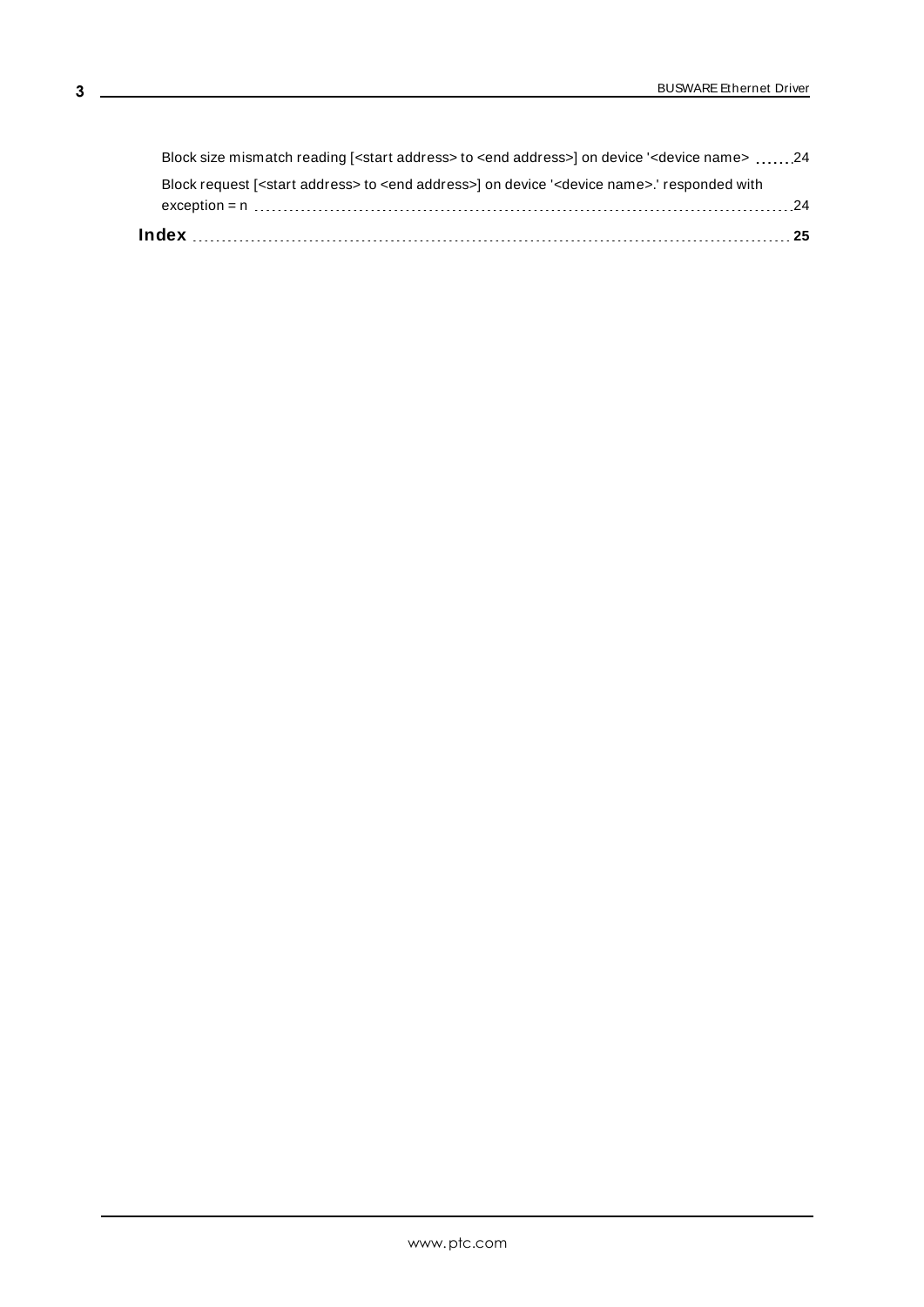Block size mismatch reading [<start address> to <end address>] on device '<device name> ....... 24

Block request [<start address> to <end address>] on device '<device name>.' responded with exception = n ....... 24

**Index ....... 25**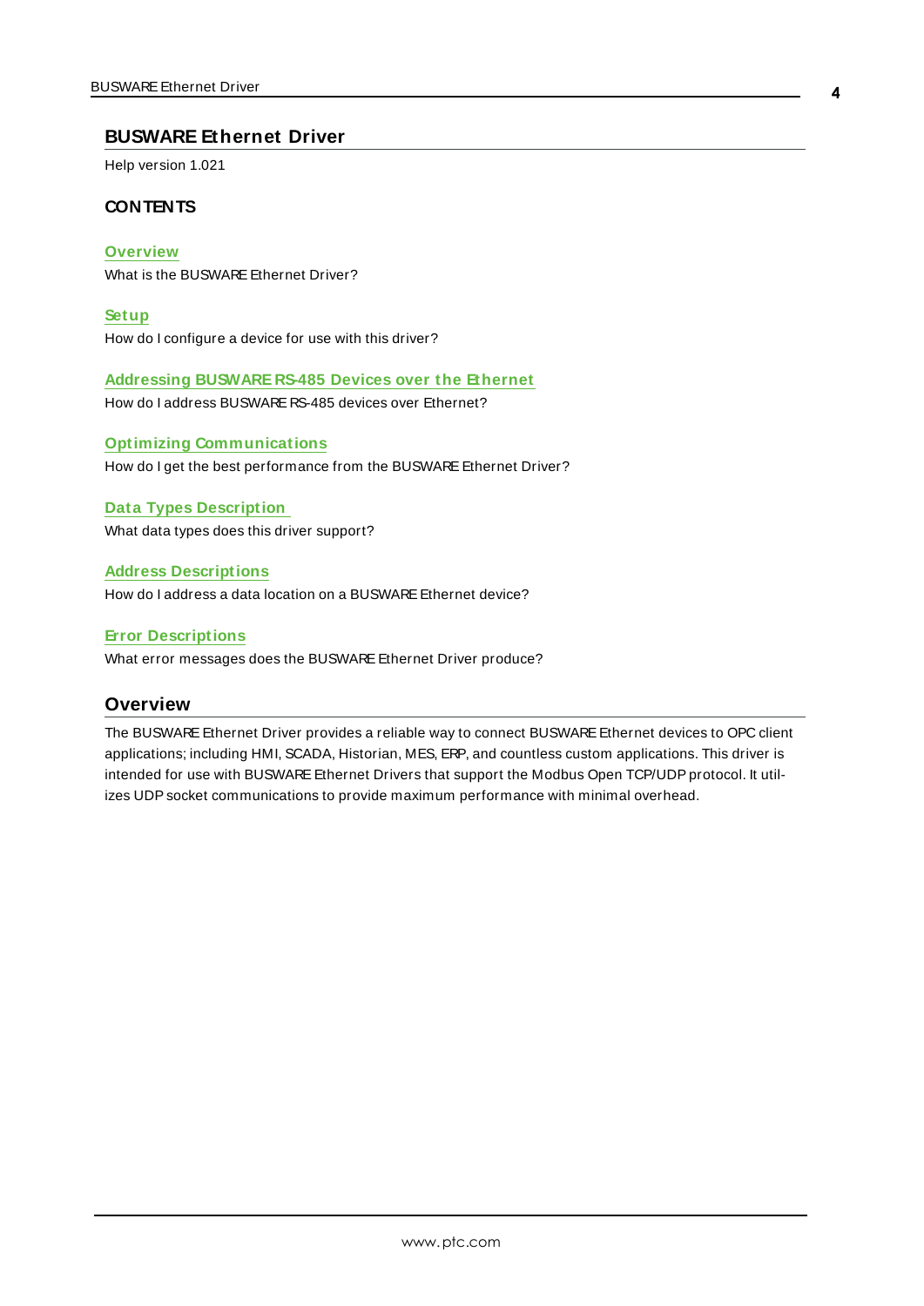# BUSWARE Ethernet Driver

Help version 1.021

## CONTENTS

**Overview**
What is the BUSWARE Ethernet Driver?

**Setup**
How do I configure a device for use with this driver?

**Addressing BUSWARE RS-485 Devices over the Ethernet**
How do I address BUSWARE RS-485 devices over Ethernet?

**Optimizing Communications**
How do I get the best performance from the BUSWARE Ethernet Driver?

**Data Types Description**
What data types does this driver support?

**Address Descriptions**
How do I address a data location on a BUSWARE Ethernet device?

**Error Descriptions**
What error messages does the BUSWARE Ethernet Driver produce?

## Overview

The BUSWARE Ethernet Driver provides a reliable way to connect BUSWARE Ethernet devices to OPC client applications; including HMI, SCADA, Historian, MES, ERP, and countless custom applications. This driver is intended for use with BUSWARE Ethernet Drivers that support the Modbus Open TCP/UDP protocol. It utilizes UDP socket communications to provide maximum performance with minimal overhead.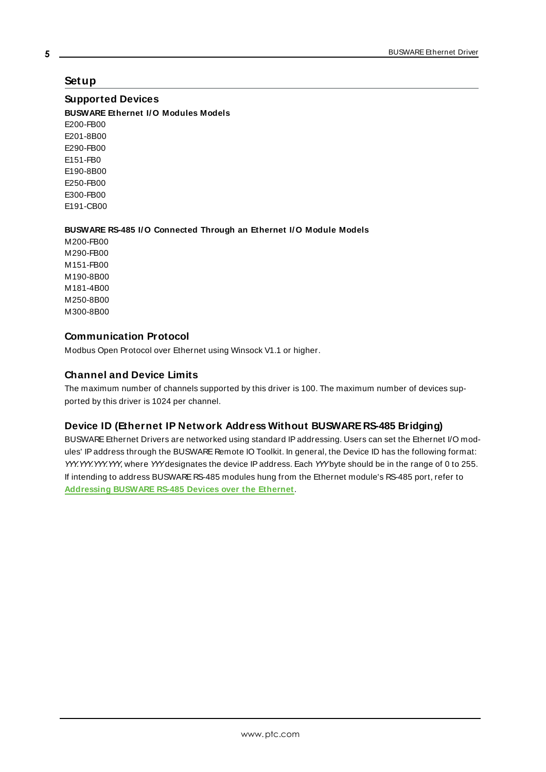# Setup

## Supported Devices

**BUSWARE Ethernet I/O Modules Models**

E200-FB00
E201-8B00
E290-FB00
E151-FB0
E190-8B00
E250-FB00
E300-FB00
E191-CB00

**BUSWARE RS-485 I/O Connected Through an Ethernet I/O Module Models**

M200-FB00
M290-FB00
M151-FB00
M190-8B00
M181-4B00
M250-8B00
M300-8B00

## Communication Protocol

Modbus Open Protocol over Ethernet using Winsock V1.1 or higher.

## Channel and Device Limits

The maximum number of channels supported by this driver is 100. The maximum number of devices supported by this driver is 1024 per channel.

## Device ID (Ethernet IP Network Address Without BUSWARE RS-485 Bridging)

BUSWARE Ethernet Drivers are networked using standard IP addressing. Users can set the Ethernet I/O modules' IP address through the BUSWARE Remote IO Toolkit. In general, the Device ID has the following format: *YYY.YYY.YYY.YYY*, where *YYY* designates the device IP address. Each *YYY* byte should be in the range of 0 to 255. If intending to address BUSWARE RS-485 modules hung from the Ethernet module's RS-485 port, refer to **Addressing BUSWARE RS-485 Devices over the Ethernet**.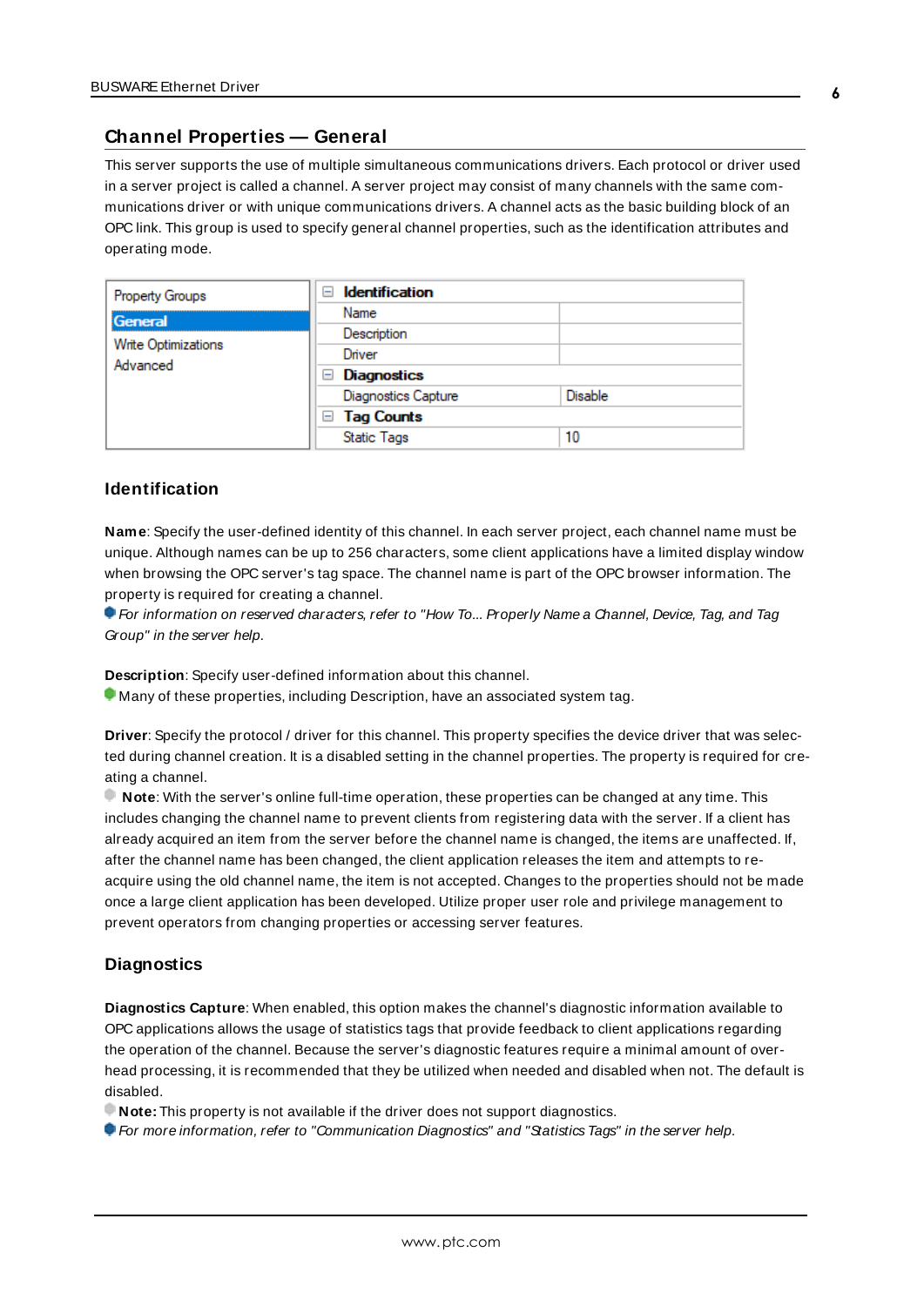## Channel Properties — General

This server supports the use of multiple simultaneous communications drivers. Each protocol or driver used in a server project is called a channel. A server project may consist of many channels with the same communications driver or with unique communications drivers. A channel acts as the basic building block of an OPC link. This group is used to specify general channel properties, such as the identification attributes and operating mode.

| Property Groups | Identification | |
|---|---|---|
| General | Name | |
| Write Optimizations | Description | |
| Advanced | Driver | |
| | Diagnostics | |
| | Diagnostics Capture | Disable |
| | Tag Counts | |
| | Static Tags | 10 |

### Identification

**Name**: Specify the user-defined identity of this channel. In each server project, each channel name must be unique. Although names can be up to 256 characters, some client applications have a limited display window when browsing the OPC server's tag space. The channel name is part of the OPC browser information. The property is required for creating a channel.

*For information on reserved characters, refer to "How To... Properly Name a Channel, Device, Tag, and Tag Group" in the server help.*

**Description**: Specify user-defined information about this channel.

Many of these properties, including Description, have an associated system tag.

**Driver**: Specify the protocol / driver for this channel. This property specifies the device driver that was selected during channel creation. It is a disabled setting in the channel properties. The property is required for creating a channel.

**Note**: With the server's online full-time operation, these properties can be changed at any time. This includes changing the channel name to prevent clients from registering data with the server. If a client has already acquired an item from the server before the channel name is changed, the items are unaffected. If, after the channel name has been changed, the client application releases the item and attempts to re-acquire using the old channel name, the item is not accepted. Changes to the properties should not be made once a large client application has been developed. Utilize proper user role and privilege management to prevent operators from changing properties or accessing server features.

### Diagnostics

**Diagnostics Capture**: When enabled, this option makes the channel's diagnostic information available to OPC applications allows the usage of statistics tags that provide feedback to client applications regarding the operation of the channel. Because the server's diagnostic features require a minimal amount of overhead processing, it is recommended that they be utilized when needed and disabled when not. The default is disabled.

**Note:** This property is not available if the driver does not support diagnostics.

*For more information, refer to "Communication Diagnostics" and "Statistics Tags" in the server help.*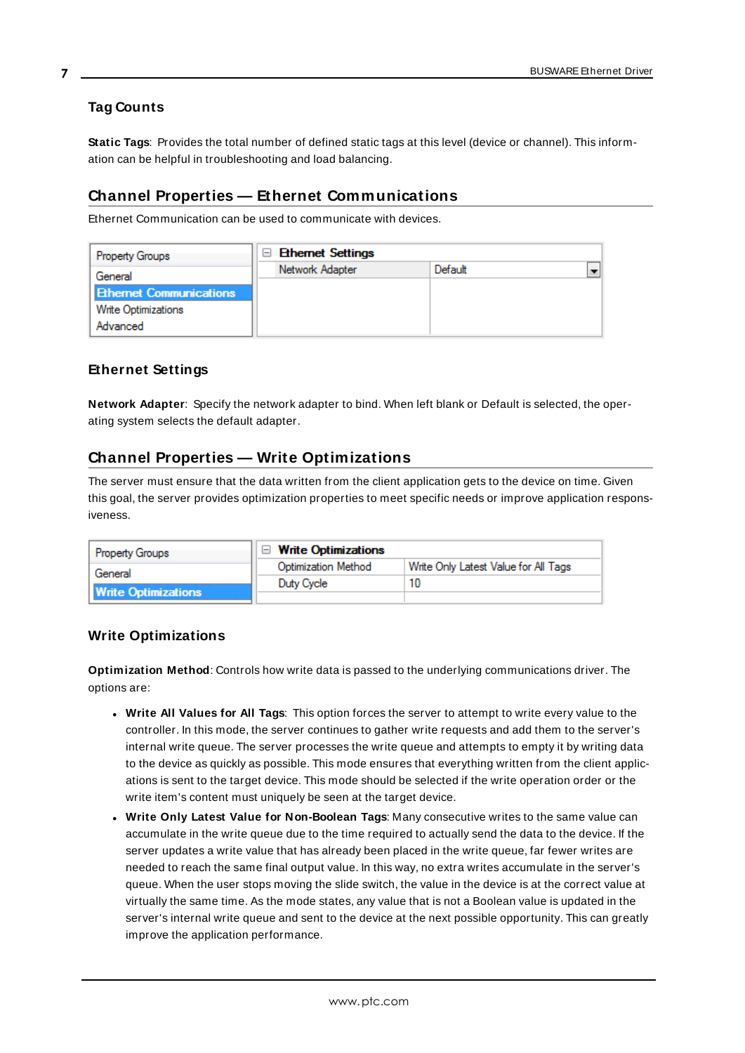### Tag Counts

**Static Tags**: Provides the total number of defined static tags at this level (device or channel). This information can be helpful in troubleshooting and load balancing.

## Channel Properties — Ethernet Communications

Ethernet Communication can be used to communicate with devices.

### Ethernet Settings

**Network Adapter**: Specify the network adapter to bind. When left blank or Default is selected, the operating system selects the default adapter.

## Channel Properties — Write Optimizations

The server must ensure that the data written from the client application gets to the device on time. Given this goal, the server provides optimization properties to meet specific needs or improve application responsiveness.

### Write Optimizations

**Optimization Method**: Controls how write data is passed to the underlying communications driver. The options are:

- **Write All Values for All Tags**: This option forces the server to attempt to write every value to the controller. In this mode, the server continues to gather write requests and add them to the server's internal write queue. The server processes the write queue and attempts to empty it by writing data to the device as quickly as possible. This mode ensures that everything written from the client applications is sent to the target device. This mode should be selected if the write operation order or the write item's content must uniquely be seen at the target device.
- **Write Only Latest Value for Non-Boolean Tags**: Many consecutive writes to the same value can accumulate in the write queue due to the time required to actually send the data to the device. If the server updates a write value that has already been placed in the write queue, far fewer writes are needed to reach the same final output value. In this way, no extra writes accumulate in the server's queue. When the user stops moving the slide switch, the value in the device is at the correct value at virtually the same time. As the mode states, any value that is not a Boolean value is updated in the server's internal write queue and sent to the device at the next possible opportunity. This can greatly improve the application performance.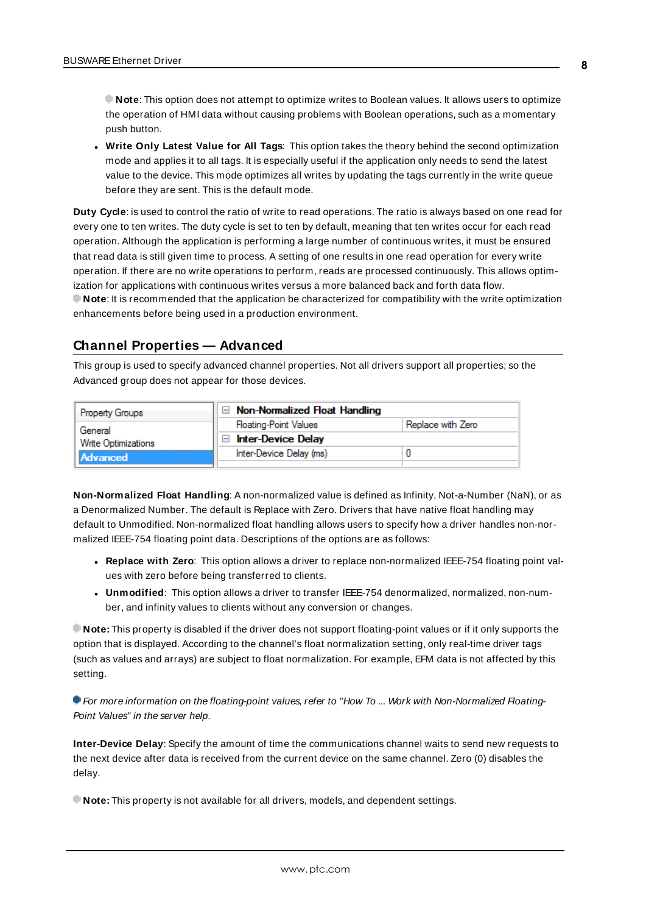**Note**: This option does not attempt to optimize writes to Boolean values. It allows users to optimize the operation of HMI data without causing problems with Boolean operations, such as a momentary push button.

- **Write Only Latest Value for All Tags**: This option takes the theory behind the second optimization mode and applies it to all tags. It is especially useful if the application only needs to send the latest value to the device. This mode optimizes all writes by updating the tags currently in the write queue before they are sent. This is the default mode.

**Duty Cycle**: is used to control the ratio of write to read operations. The ratio is always based on one read for every one to ten writes. The duty cycle is set to ten by default, meaning that ten writes occur for each read operation. Although the application is performing a large number of continuous writes, it must be ensured that read data is still given time to process. A setting of one results in one read operation for every write operation. If there are no write operations to perform, reads are processed continuously. This allows optimization for applications with continuous writes versus a more balanced back and forth data flow.
**Note**: It is recommended that the application be characterized for compatibility with the write optimization enhancements before being used in a production environment.

## Channel Properties — Advanced

This group is used to specify advanced channel properties. Not all drivers support all properties; so the Advanced group does not appear for those devices.

| Property Groups | Non-Normalized Float Handling | |
|---|---|---|
| General | Floating-Point Values | Replace with Zero |
| Write Optimizations | Inter-Device Delay | |
| Advanced | Inter-Device Delay (ms) | 0 |

**Non-Normalized Float Handling**: A non-normalized value is defined as Infinity, Not-a-Number (NaN), or as a Denormalized Number. The default is Replace with Zero. Drivers that have native float handling may default to Unmodified. Non-normalized float handling allows users to specify how a driver handles non-normalized IEEE-754 floating point data. Descriptions of the options are as follows:

- **Replace with Zero**: This option allows a driver to replace non-normalized IEEE-754 floating point values with zero before being transferred to clients.
- **Unmodified**: This option allows a driver to transfer IEEE-754 denormalized, normalized, non-number, and infinity values to clients without any conversion or changes.

**Note:** This property is disabled if the driver does not support floating-point values or if it only supports the option that is displayed. According to the channel's float normalization setting, only real-time driver tags (such as values and arrays) are subject to float normalization. For example, EFM data is not affected by this setting.

*For more information on the floating-point values, refer to "How To ... Work with Non-Normalized Floating-Point Values" in the server help.*

**Inter-Device Delay**: Specify the amount of time the communications channel waits to send new requests to the next device after data is received from the current device on the same channel. Zero (0) disables the delay.

**Note:** This property is not available for all drivers, models, and dependent settings.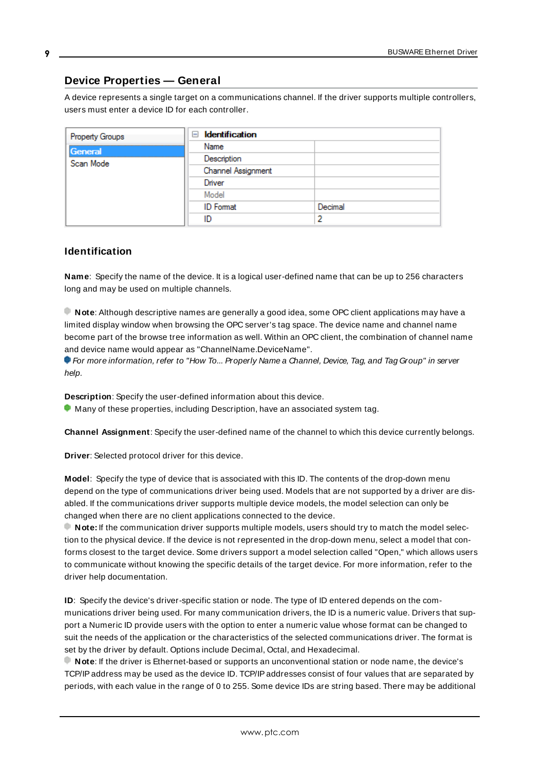## Device Properties — General

A device represents a single target on a communications channel. If the driver supports multiple controllers, users must enter a device ID for each controller.

| Property Groups |
|---|
| General |
| Scan Mode |

| Identification | |
|---|---|
| Name | |
| Description | |
| Channel Assignment | |
| Driver | |
| Model | |
| ID Format | Decimal |
| ID | 2 |

### Identification

**Name**: Specify the name of the device. It is a logical user-defined name that can be up to 256 characters long and may be used on multiple channels.

**Note**: Although descriptive names are generally a good idea, some OPC client applications may have a limited display window when browsing the OPC server's tag space. The device name and channel name become part of the browse tree information as well. Within an OPC client, the combination of channel name and device name would appear as "ChannelName.DeviceName".

*For more information, refer to "How To... Properly Name a Channel, Device, Tag, and Tag Group" in server help.*

**Description**: Specify the user-defined information about this device.

Many of these properties, including Description, have an associated system tag.

**Channel Assignment**: Specify the user-defined name of the channel to which this device currently belongs.

**Driver**: Selected protocol driver for this device.

**Model**: Specify the type of device that is associated with this ID. The contents of the drop-down menu depend on the type of communications driver being used. Models that are not supported by a driver are disabled. If the communications driver supports multiple device models, the model selection can only be changed when there are no client applications connected to the device.

**Note:** If the communication driver supports multiple models, users should try to match the model selection to the physical device. If the device is not represented in the drop-down menu, select a model that conforms closest to the target device. Some drivers support a model selection called "Open," which allows users to communicate without knowing the specific details of the target device. For more information, refer to the driver help documentation.

**ID**: Specify the device's driver-specific station or node. The type of ID entered depends on the communications driver being used. For many communication drivers, the ID is a numeric value. Drivers that support a Numeric ID provide users with the option to enter a numeric value whose format can be changed to suit the needs of the application or the characteristics of the selected communications driver. The format is set by the driver by default. Options include Decimal, Octal, and Hexadecimal.

**Note**: If the driver is Ethernet-based or supports an unconventional station or node name, the device's TCP/IP address may be used as the device ID. TCP/IP addresses consist of four values that are separated by periods, with each value in the range of 0 to 255. Some device IDs are string based. There may be additional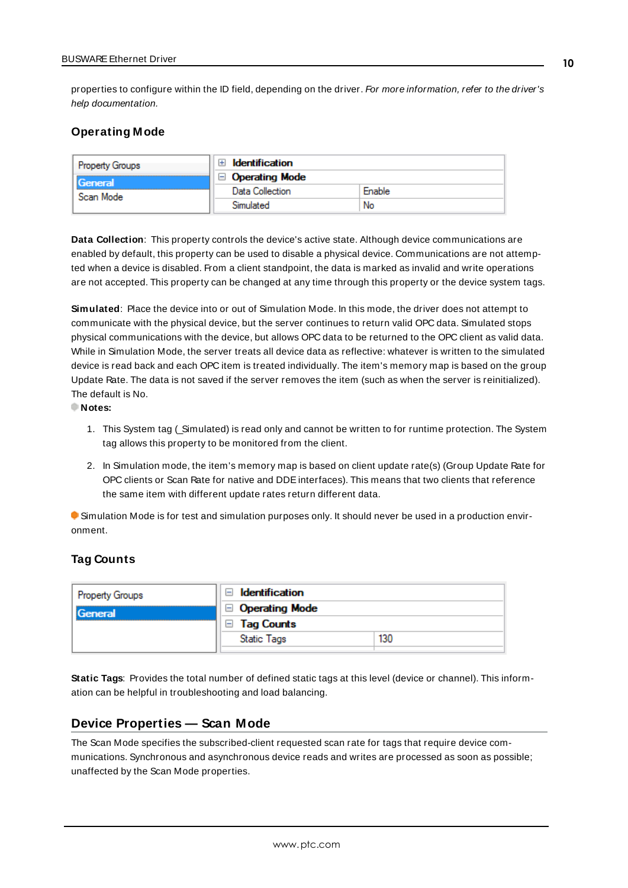properties to configure within the ID field, depending on the driver. *For more information, refer to the driver's help documentation.*

### Operating Mode

| Property Groups | | |
|---|---|---|
| General | Identification | |
| Scan Mode | Operating Mode | |
| | Data Collection | Enable |
| | Simulated | No |

**Data Collection**: This property controls the device's active state. Although device communications are enabled by default, this property can be used to disable a physical device. Communications are not attempted when a device is disabled. From a client standpoint, the data is marked as invalid and write operations are not accepted. This property can be changed at any time through this property or the device system tags.

**Simulated**: Place the device into or out of Simulation Mode. In this mode, the driver does not attempt to communicate with the physical device, but the server continues to return valid OPC data. Simulated stops physical communications with the device, but allows OPC data to be returned to the OPC client as valid data. While in Simulation Mode, the server treats all device data as reflective: whatever is written to the simulated device is read back and each OPC item is treated individually. The item's memory map is based on the group Update Rate. The data is not saved if the server removes the item (such as when the server is reinitialized). The default is No.

**Notes:**

1. This System tag (_Simulated) is read only and cannot be written to for runtime protection. The System tag allows this property to be monitored from the client.
2. In Simulation mode, the item's memory map is based on client update rate(s) (Group Update Rate for OPC clients or Scan Rate for native and DDE interfaces). This means that two clients that reference the same item with different update rates return different data.

Simulation Mode is for test and simulation purposes only. It should never be used in a production environment.

### Tag Counts

| Property Groups | | |
|---|---|---|
| General | Identification | |
| | Operating Mode | |
| | Tag Counts | |
| | Static Tags | 130 |

**Static Tags**: Provides the total number of defined static tags at this level (device or channel). This information can be helpful in troubleshooting and load balancing.

## Device Properties — Scan Mode

The Scan Mode specifies the subscribed-client requested scan rate for tags that require device communications. Synchronous and asynchronous device reads and writes are processed as soon as possible; unaffected by the Scan Mode properties.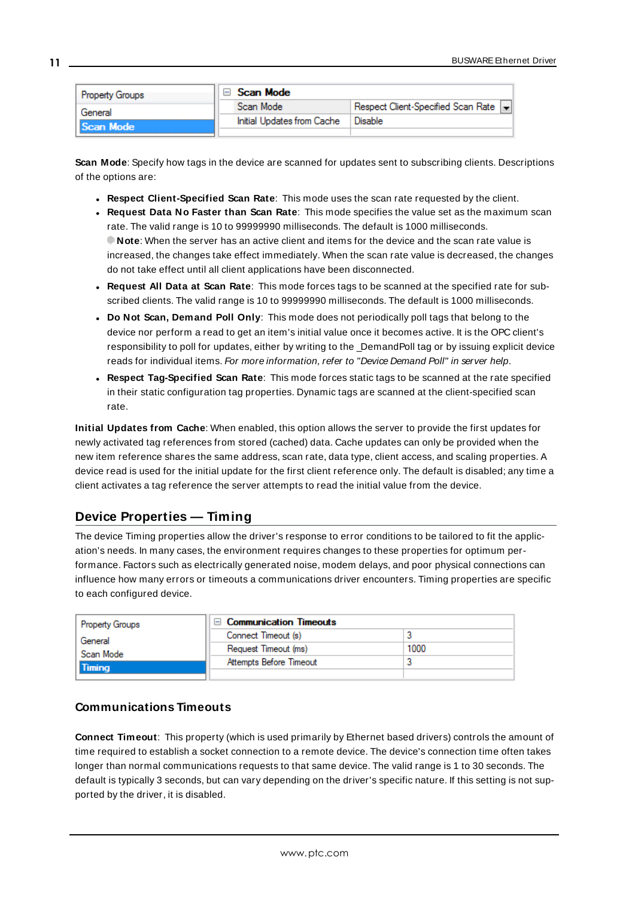| Property Groups | Scan Mode | |
|---|---|---|
| General | Scan Mode | Respect Client-Specified Scan Rate |
| **Scan Mode** | Initial Updates from Cache | Disable |

**Scan Mode**: Specify how tags in the device are scanned for updates sent to subscribing clients. Descriptions of the options are:

- **Respect Client-Specified Scan Rate**: This mode uses the scan rate requested by the client.
- **Request Data No Faster than Scan Rate**: This mode specifies the value set as the maximum scan rate. The valid range is 10 to 99999990 milliseconds. The default is 1000 milliseconds.
  **Note**: When the server has an active client and items for the device and the scan rate value is increased, the changes take effect immediately. When the scan rate value is decreased, the changes do not take effect until all client applications have been disconnected.
- **Request All Data at Scan Rate**: This mode forces tags to be scanned at the specified rate for subscribed clients. The valid range is 10 to 99999990 milliseconds. The default is 1000 milliseconds.
- **Do Not Scan, Demand Poll Only**: This mode does not periodically poll tags that belong to the device nor perform a read to get an item's initial value once it becomes active. It is the OPC client's responsibility to poll for updates, either by writing to the _DemandPoll tag or by issuing explicit device reads for individual items. *For more information, refer to "Device Demand Poll" in server help*.
- **Respect Tag-Specified Scan Rate**: This mode forces static tags to be scanned at the rate specified in their static configuration tag properties. Dynamic tags are scanned at the client-specified scan rate.

**Initial Updates from Cache**: When enabled, this option allows the server to provide the first updates for newly activated tag references from stored (cached) data. Cache updates can only be provided when the new item reference shares the same address, scan rate, data type, client access, and scaling properties. A device read is used for the initial update for the first client reference only. The default is disabled; any time a client activates a tag reference the server attempts to read the initial value from the device.

## Device Properties — Timing

The device Timing properties allow the driver's response to error conditions to be tailored to fit the application's needs. In many cases, the environment requires changes to these properties for optimum performance. Factors such as electrically generated noise, modem delays, and poor physical connections can influence how many errors or timeouts a communications driver encounters. Timing properties are specific to each configured device.

| Property Groups | Communication Timeouts | |
|---|---|---|
| General | Connect Timeout (s) | 3 |
| Scan Mode | Request Timeout (ms) | 1000 |
| **Timing** | Attempts Before Timeout | 3 |

### Communications Timeouts

**Connect Timeout**: This property (which is used primarily by Ethernet based drivers) controls the amount of time required to establish a socket connection to a remote device. The device's connection time often takes longer than normal communications requests to that same device. The valid range is 1 to 30 seconds. The default is typically 3 seconds, but can vary depending on the driver's specific nature. If this setting is not supported by the driver, it is disabled.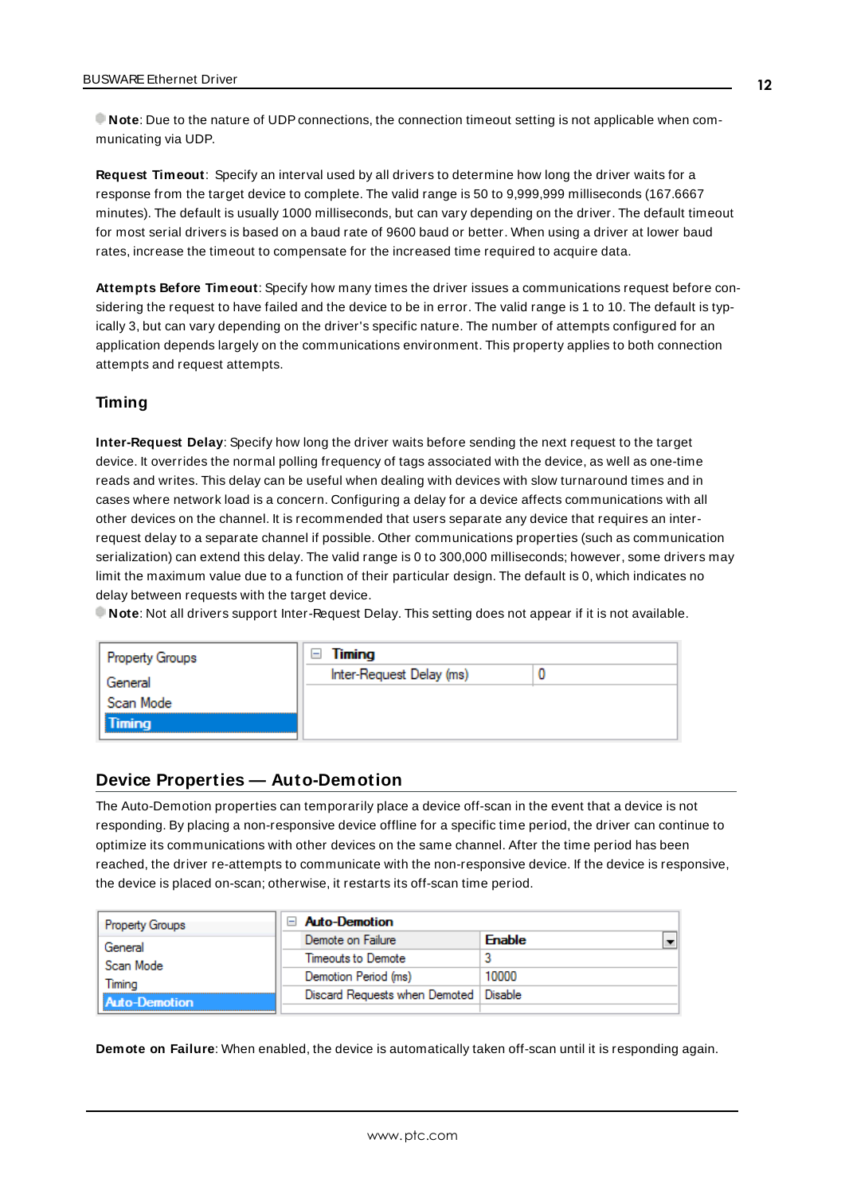**Note**: Due to the nature of UDP connections, the connection timeout setting is not applicable when communicating via UDP.

**Request Timeout**: Specify an interval used by all drivers to determine how long the driver waits for a response from the target device to complete. The valid range is 50 to 9,999,999 milliseconds (167.6667 minutes). The default is usually 1000 milliseconds, but can vary depending on the driver. The default timeout for most serial drivers is based on a baud rate of 9600 baud or better. When using a driver at lower baud rates, increase the timeout to compensate for the increased time required to acquire data.

**Attempts Before Timeout**: Specify how many times the driver issues a communications request before considering the request to have failed and the device to be in error. The valid range is 1 to 10. The default is typically 3, but can vary depending on the driver's specific nature. The number of attempts configured for an application depends largely on the communications environment. This property applies to both connection attempts and request attempts.

### Timing

**Inter-Request Delay**: Specify how long the driver waits before sending the next request to the target device. It overrides the normal polling frequency of tags associated with the device, as well as one-time reads and writes. This delay can be useful when dealing with devices with slow turnaround times and in cases where network load is a concern. Configuring a delay for a device affects communications with all other devices on the channel. It is recommended that users separate any device that requires an inter-request delay to a separate channel if possible. Other communications properties (such as communication serialization) can extend this delay. The valid range is 0 to 300,000 milliseconds; however, some drivers may limit the maximum value due to a function of their particular design. The default is 0, which indicates no delay between requests with the target device.

**Note**: Not all drivers support Inter-Request Delay. This setting does not appear if it is not available.

| Property Groups | Timing | |
|---|---|---|
| General | Inter-Request Delay (ms) | 0 |
| Scan Mode | | |
| **Timing** | | |

## Device Properties — Auto-Demotion

The Auto-Demotion properties can temporarily place a device off-scan in the event that a device is not responding. By placing a non-responsive device offline for a specific time period, the driver can continue to optimize its communications with other devices on the same channel. After the time period has been reached, the driver re-attempts to communicate with the non-responsive device. If the device is responsive, the device is placed on-scan; otherwise, it restarts its off-scan time period.

| Property Groups | Auto-Demotion | |
|---|---|---|
| General | Demote on Failure | Enable |
| Scan Mode | Timeouts to Demote | 3 |
| Timing | Demotion Period (ms) | 10000 |
| **Auto-Demotion** | Discard Requests when Demoted | Disable |

**Demote on Failure**: When enabled, the device is automatically taken off-scan until it is responding again.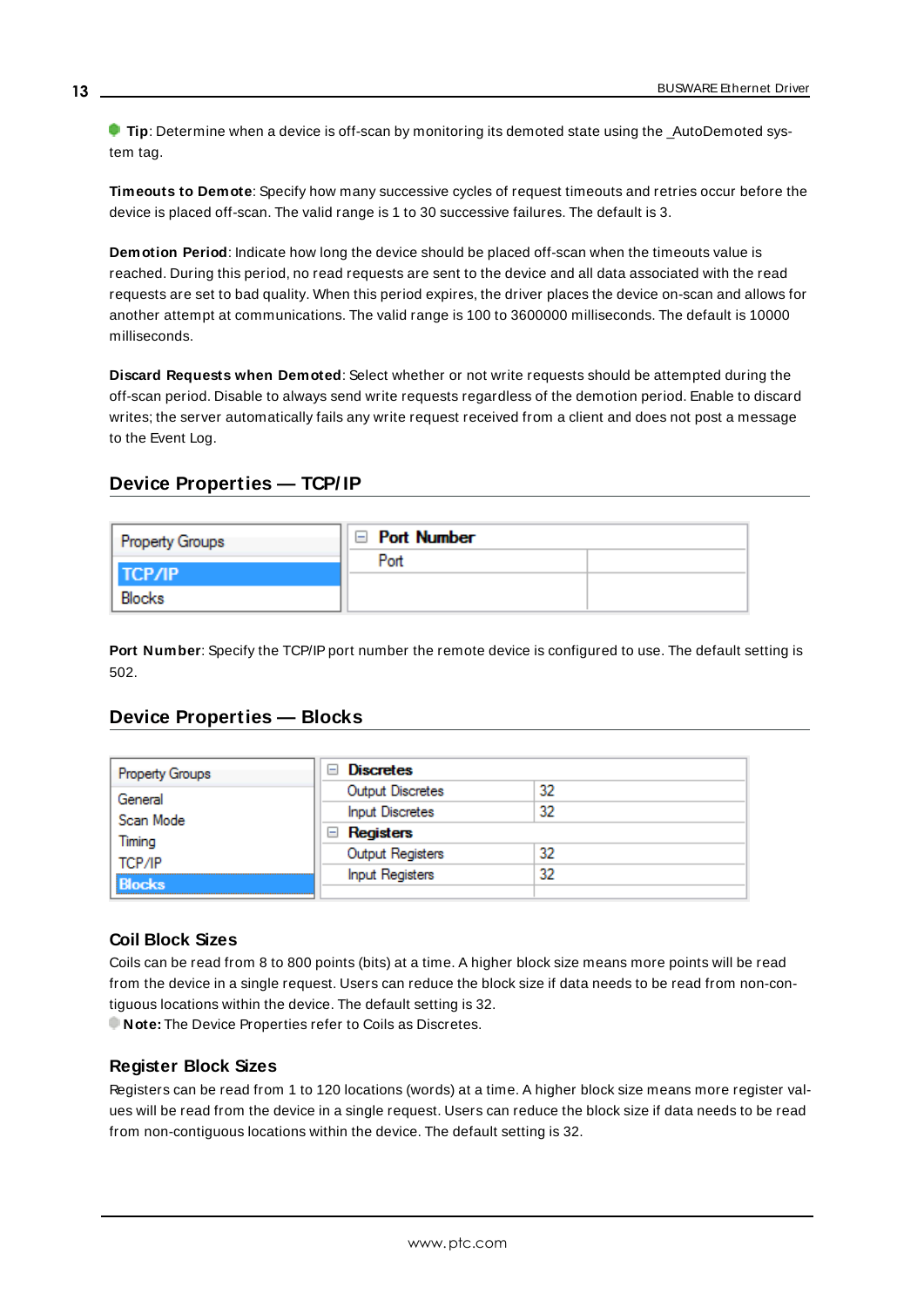**Tip**: Determine when a device is off-scan by monitoring its demoted state using the _AutoDemoted system tag.

**Timeouts to Demote**: Specify how many successive cycles of request timeouts and retries occur before the device is placed off-scan. The valid range is 1 to 30 successive failures. The default is 3.

**Demotion Period**: Indicate how long the device should be placed off-scan when the timeouts value is reached. During this period, no read requests are sent to the device and all data associated with the read requests are set to bad quality. When this period expires, the driver places the device on-scan and allows for another attempt at communications. The valid range is 100 to 3600000 milliseconds. The default is 10000 milliseconds.

**Discard Requests when Demoted**: Select whether or not write requests should be attempted during the off-scan period. Disable to always send write requests regardless of the demotion period. Enable to discard writes; the server automatically fails any write request received from a client and does not post a message to the Event Log.

## Device Properties — TCP/IP

| Property Groups | Port Number | |
|---|---|---|
| **TCP/IP** | Port | |
| Blocks | | |

**Port Number**: Specify the TCP/IP port number the remote device is configured to use. The default setting is 502.

## Device Properties — Blocks

| Property Groups | Discretes | |
|---|---|---|
| General | Output Discretes | 32 |
| Scan Mode | Input Discretes | 32 |
| Timing | **Registers** | |
| TCP/IP | Output Registers | 32 |
| **Blocks** | Input Registers | 32 |

### Coil Block Sizes

Coils can be read from 8 to 800 points (bits) at a time. A higher block size means more points will be read from the device in a single request. Users can reduce the block size if data needs to be read from non-contiguous locations within the device. The default setting is 32.

**Note:** The Device Properties refer to Coils as Discretes.

### Register Block Sizes

Registers can be read from 1 to 120 locations (words) at a time. A higher block size means more register values will be read from the device in a single request. Users can reduce the block size if data needs to be read from non-contiguous locations within the device. The default setting is 32.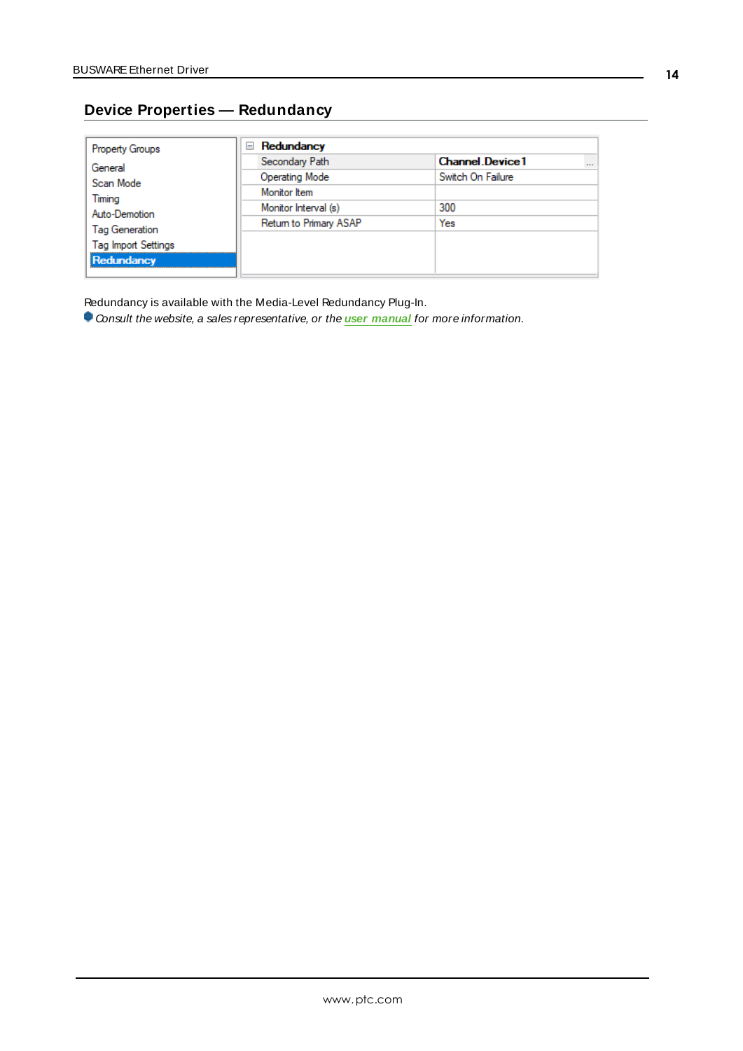## Device Properties — Redundancy

| Property Groups | Redundancy | |
| --- | --- | --- |
| General | Secondary Path | Channel.Device1 |
| Scan Mode | Operating Mode | Switch On Failure |
| Timing | Monitor Item | |
| Auto-Demotion | Monitor Interval (s) | 300 |
| Tag Generation | Return to Primary ASAP | Yes |
| Tag Import Settings | | |
| **Redundancy** | | |

Redundancy is available with the Media-Level Redundancy Plug-In.

*Consult the website, a sales representative, or the **user manual** for more information.*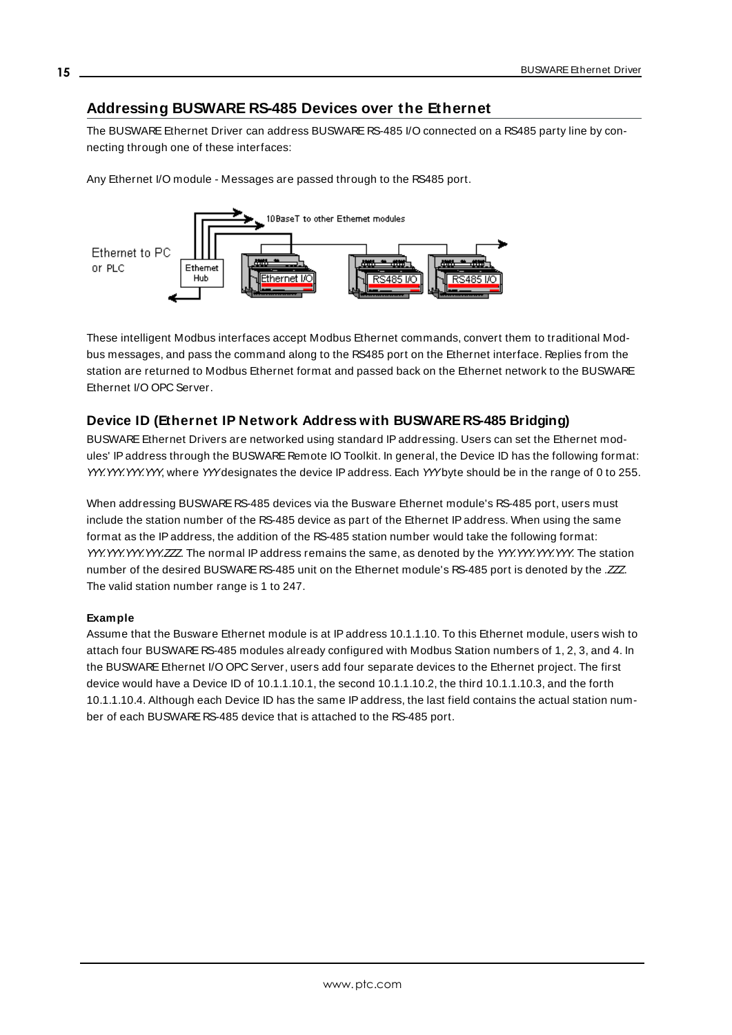## Addressing BUSWARE RS-485 Devices over the Ethernet

The BUSWARE Ethernet Driver can address BUSWARE RS-485 I/O connected on a RS485 party line by connecting through one of these interfaces:

Any Ethernet I/O module - Messages are passed through to the RS485 port.

These intelligent Modbus interfaces accept Modbus Ethernet commands, convert them to traditional Modbus messages, and pass the command along to the RS485 port on the Ethernet interface. Replies from the station are returned to Modbus Ethernet format and passed back on the Ethernet network to the BUSWARE Ethernet I/O OPC Server.

### Device ID (Ethernet IP Network Address with BUSWARE RS-485 Bridging)

BUSWARE Ethernet Drivers are networked using standard IP addressing. Users can set the Ethernet modules' IP address through the BUSWARE Remote IO Toolkit. In general, the Device ID has the following format: *YYY.YYY.YYY.YYY*, where *YYY* designates the device IP address. Each *YYY* byte should be in the range of 0 to 255.

When addressing BUSWARE RS-485 devices via the Busware Ethernet module's RS-485 port, users must include the station number of the RS-485 device as part of the Ethernet IP address. When using the same format as the IP address, the addition of the RS-485 station number would take the following format: *YYY.YYY.YYY.YYY.ZZZ*. The normal IP address remains the same, as denoted by the *YYY.YYY.YYY.YYY*. The station number of the desired BUSWARE RS-485 unit on the Ethernet module's RS-485 port is denoted by the *.ZZZ*. The valid station number range is 1 to 247.

**Example**

Assume that the Busware Ethernet module is at IP address 10.1.1.10. To this Ethernet module, users wish to attach four BUSWARE RS-485 modules already configured with Modbus Station numbers of 1, 2, 3, and 4. In the BUSWARE Ethernet I/O OPC Server, users add four separate devices to the Ethernet project. The first device would have a Device ID of 10.1.1.10.1, the second 10.1.1.10.2, the third 10.1.1.10.3, and the forth 10.1.1.10.4. Although each Device ID has the same IP address, the last field contains the actual station number of each BUSWARE RS-485 device that is attached to the RS-485 port.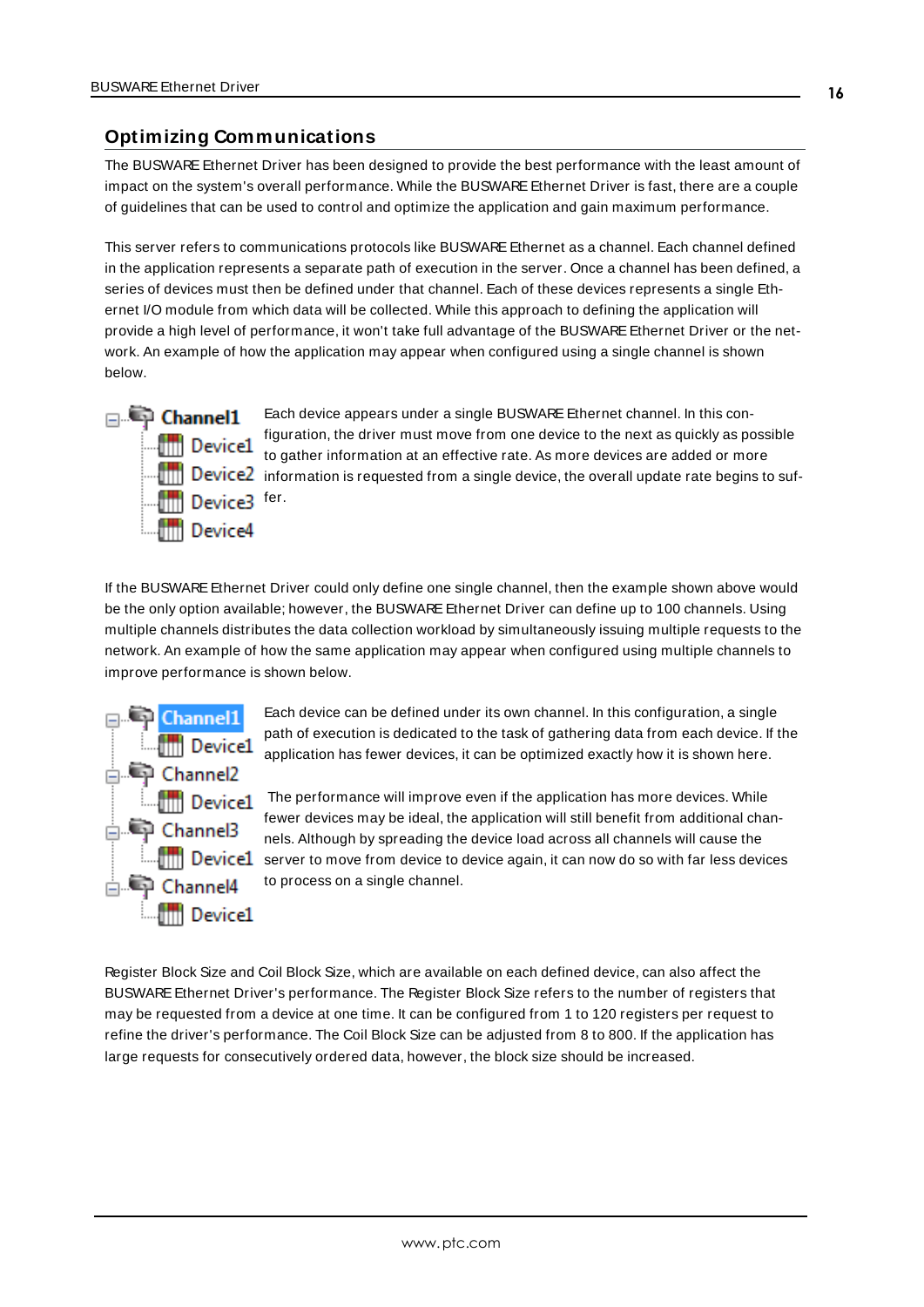## Optimizing Communications

The BUSWARE Ethernet Driver has been designed to provide the best performance with the least amount of impact on the system's overall performance. While the BUSWARE Ethernet Driver is fast, there are a couple of guidelines that can be used to control and optimize the application and gain maximum performance.

This server refers to communications protocols like BUSWARE Ethernet as a channel. Each channel defined in the application represents a separate path of execution in the server. Once a channel has been defined, a series of devices must then be defined under that channel. Each of these devices represents a single Ethernet I/O module from which data will be collected. While this approach to defining the application will provide a high level of performance, it won't take full advantage of the BUSWARE Ethernet Driver or the network. An example of how the application may appear when configured using a single channel is shown below.

Channel1
- Device1
- Device2
- Device3
- Device4

Each device appears under a single BUSWARE Ethernet channel. In this configuration, the driver must move from one device to the next as quickly as possible to gather information at an effective rate. As more devices are added or more information is requested from a single device, the overall update rate begins to suffer.

If the BUSWARE Ethernet Driver could only define one single channel, then the example shown above would be the only option available; however, the BUSWARE Ethernet Driver can define up to 100 channels. Using multiple channels distributes the data collection workload by simultaneously issuing multiple requests to the network. An example of how the same application may appear when configured using multiple channels to improve performance is shown below.

Channel1
- Device1

Channel2
- Device1

Channel3
- Device1

Channel4
- Device1

Each device can be defined under its own channel. In this configuration, a single path of execution is dedicated to the task of gathering data from each device. If the application has fewer devices, it can be optimized exactly how it is shown here.

The performance will improve even if the application has more devices. While fewer devices may be ideal, the application will still benefit from additional channels. Although by spreading the device load across all channels will cause the server to move from device to device again, it can now do so with far less devices to process on a single channel.

Register Block Size and Coil Block Size, which are available on each defined device, can also affect the BUSWARE Ethernet Driver's performance. The Register Block Size refers to the number of registers that may be requested from a device at one time. It can be configured from 1 to 120 registers per request to refine the driver's performance. The Coil Block Size can be adjusted from 8 to 800. If the application has large requests for consecutively ordered data, however, the block size should be increased.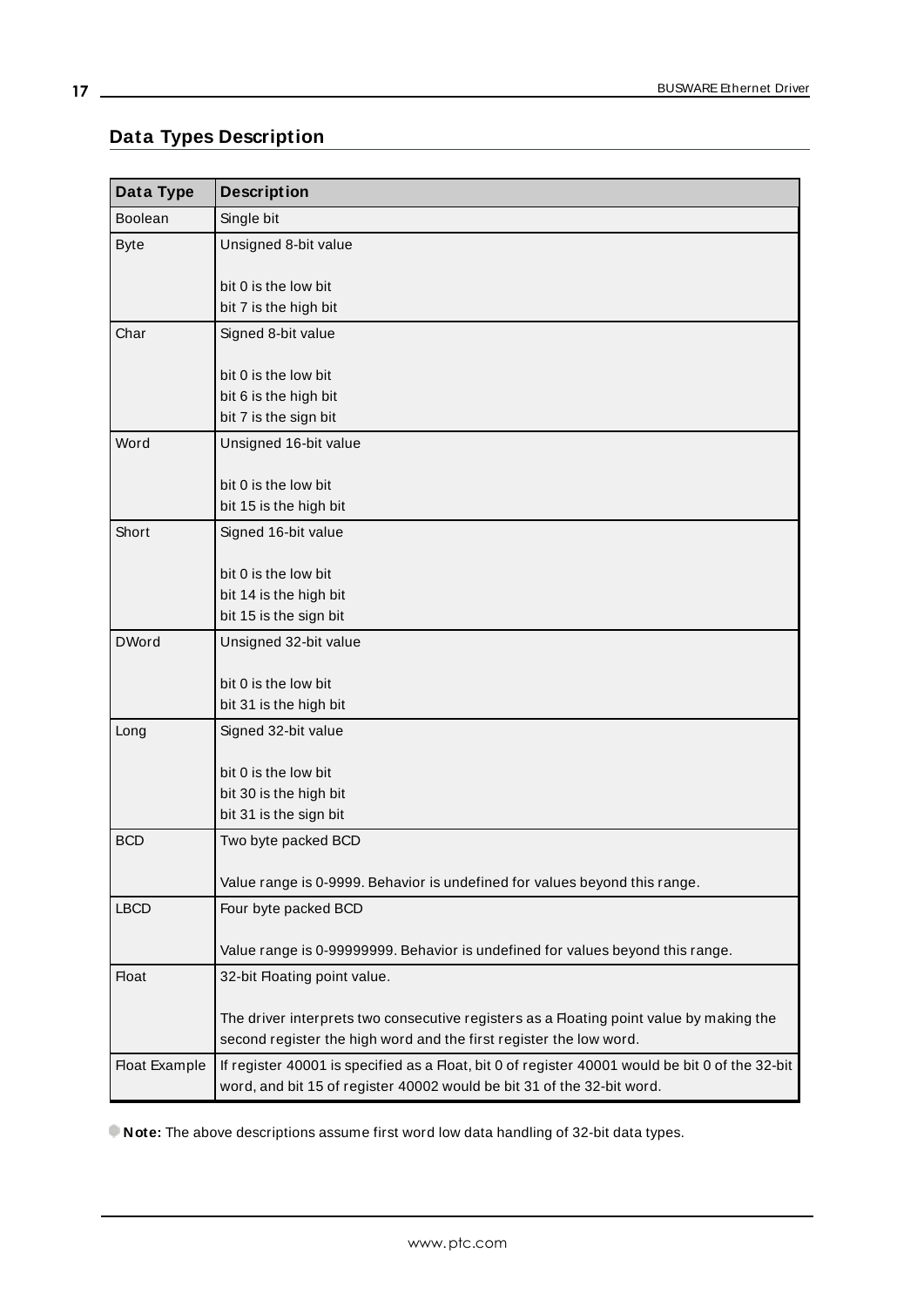## Data Types Description

| Data Type | Description |
|---|---|
| Boolean | Single bit |
| Byte | Unsigned 8-bit value<br><br>bit 0 is the low bit<br>bit 7 is the high bit |
| Char | Signed 8-bit value<br><br>bit 0 is the low bit<br>bit 6 is the high bit<br>bit 7 is the sign bit |
| Word | Unsigned 16-bit value<br><br>bit 0 is the low bit<br>bit 15 is the high bit |
| Short | Signed 16-bit value<br><br>bit 0 is the low bit<br>bit 14 is the high bit<br>bit 15 is the sign bit |
| DWord | Unsigned 32-bit value<br><br>bit 0 is the low bit<br>bit 31 is the high bit |
| Long | Signed 32-bit value<br><br>bit 0 is the low bit<br>bit 30 is the high bit<br>bit 31 is the sign bit |
| BCD | Two byte packed BCD<br><br>Value range is 0-9999. Behavior is undefined for values beyond this range. |
| LBCD | Four byte packed BCD<br><br>Value range is 0-99999999. Behavior is undefined for values beyond this range. |
| Float | 32-bit Floating point value.<br><br>The driver interprets two consecutive registers as a Floating point value by making the second register the high word and the first register the low word. |
| Float Example | If register 40001 is specified as a Float, bit 0 of register 40001 would be bit 0 of the 32-bit word, and bit 15 of register 40002 would be bit 31 of the 32-bit word. |

**Note:** The above descriptions assume first word low data handling of 32-bit data types.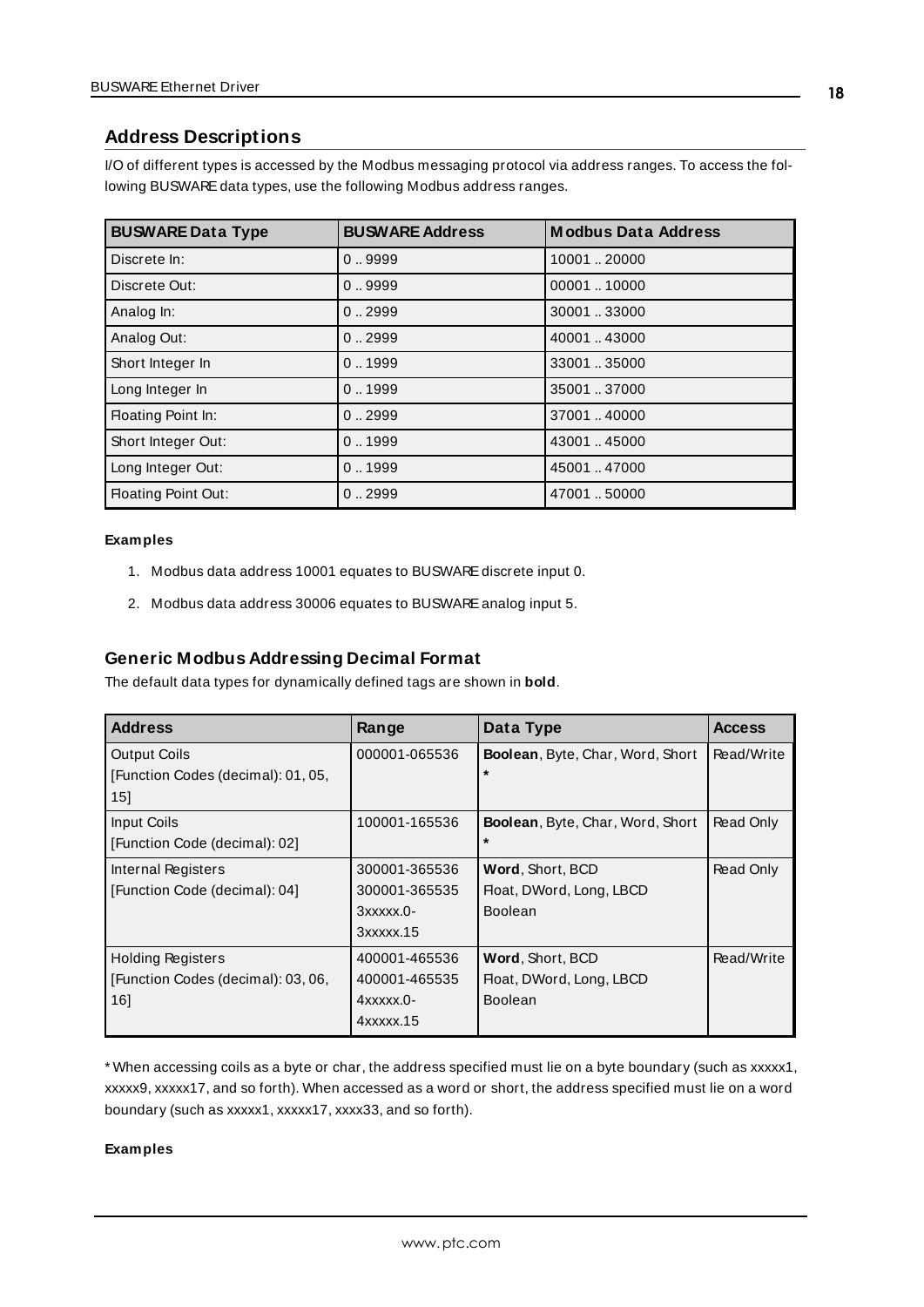## Address Descriptions

I/O of different types is accessed by the Modbus messaging protocol via address ranges. To access the following BUSWARE data types, use the following Modbus address ranges.

| BUSWARE Data Type | BUSWARE Address | Modbus Data Address |
|---|---|---|
| Discrete In: | 0 .. 9999 | 10001 .. 20000 |
| Discrete Out: | 0 .. 9999 | 00001 .. 10000 |
| Analog In: | 0 .. 2999 | 30001 .. 33000 |
| Analog Out: | 0 .. 2999 | 40001 .. 43000 |
| Short Integer In | 0 .. 1999 | 33001 .. 35000 |
| Long Integer In | 0 .. 1999 | 35001 .. 37000 |
| Floating Point In: | 0 .. 2999 | 37001 .. 40000 |
| Short Integer Out: | 0 .. 1999 | 43001 .. 45000 |
| Long Integer Out: | 0 .. 1999 | 45001 .. 47000 |
| Floating Point Out: | 0 .. 2999 | 47001 .. 50000 |

**Examples**

1. Modbus data address 10001 equates to BUSWARE discrete input 0.
2. Modbus data address 30006 equates to BUSWARE analog input 5.

### Generic Modbus Addressing Decimal Format

The default data types for dynamically defined tags are shown in **bold**.

| Address | Range | Data Type | Access |
|---|---|---|---|
| Output Coils<br>[Function Codes (decimal): 01, 05, 15] | 000001-065536 | **Boolean**, Byte, Char, Word, Short * | Read/Write |
| Input Coils<br>[Function Code (decimal): 02] | 100001-165536 | **Boolean**, Byte, Char, Word, Short * | Read Only |
| Internal Registers<br>[Function Code (decimal): 04] | 300001-365536<br>300001-365535<br>3xxxxx.0-<br>3xxxxx.15 | **Word**, Short, BCD<br>Float, DWord, Long, LBCD<br>Boolean | Read Only |
| Holding Registers<br>[Function Codes (decimal): 03, 06, 16] | 400001-465536<br>400001-465535<br>4xxxxx.0-<br>4xxxxx.15 | **Word**, Short, BCD<br>Float, DWord, Long, LBCD<br>Boolean | Read/Write |

* When accessing coils as a byte or char, the address specified must lie on a byte boundary (such as xxxxx1, xxxxx9, xxxxx17, and so forth). When accessed as a word or short, the address specified must lie on a word boundary (such as xxxxx1, xxxxx17, xxxx33, and so forth).

**Examples**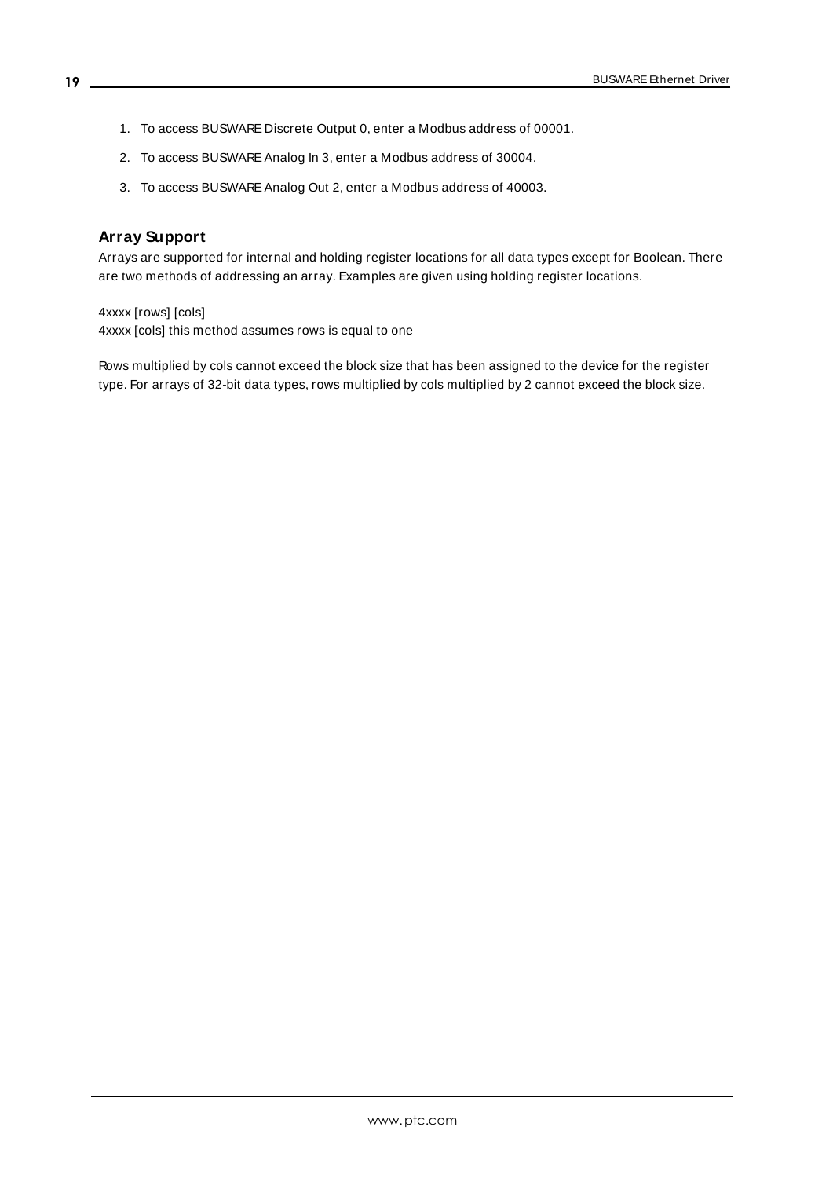1. To access BUSWARE Discrete Output 0, enter a Modbus address of 00001.
2. To access BUSWARE Analog In 3, enter a Modbus address of 30004.
3. To access BUSWARE Analog Out 2, enter a Modbus address of 40003.

## Array Support

Arrays are supported for internal and holding register locations for all data types except for Boolean. There are two methods of addressing an array. Examples are given using holding register locations.

4xxxx [rows] [cols]
4xxxx [cols] this method assumes rows is equal to one

Rows multiplied by cols cannot exceed the block size that has been assigned to the device for the register type. For arrays of 32-bit data types, rows multiplied by cols multiplied by 2 cannot exceed the block size.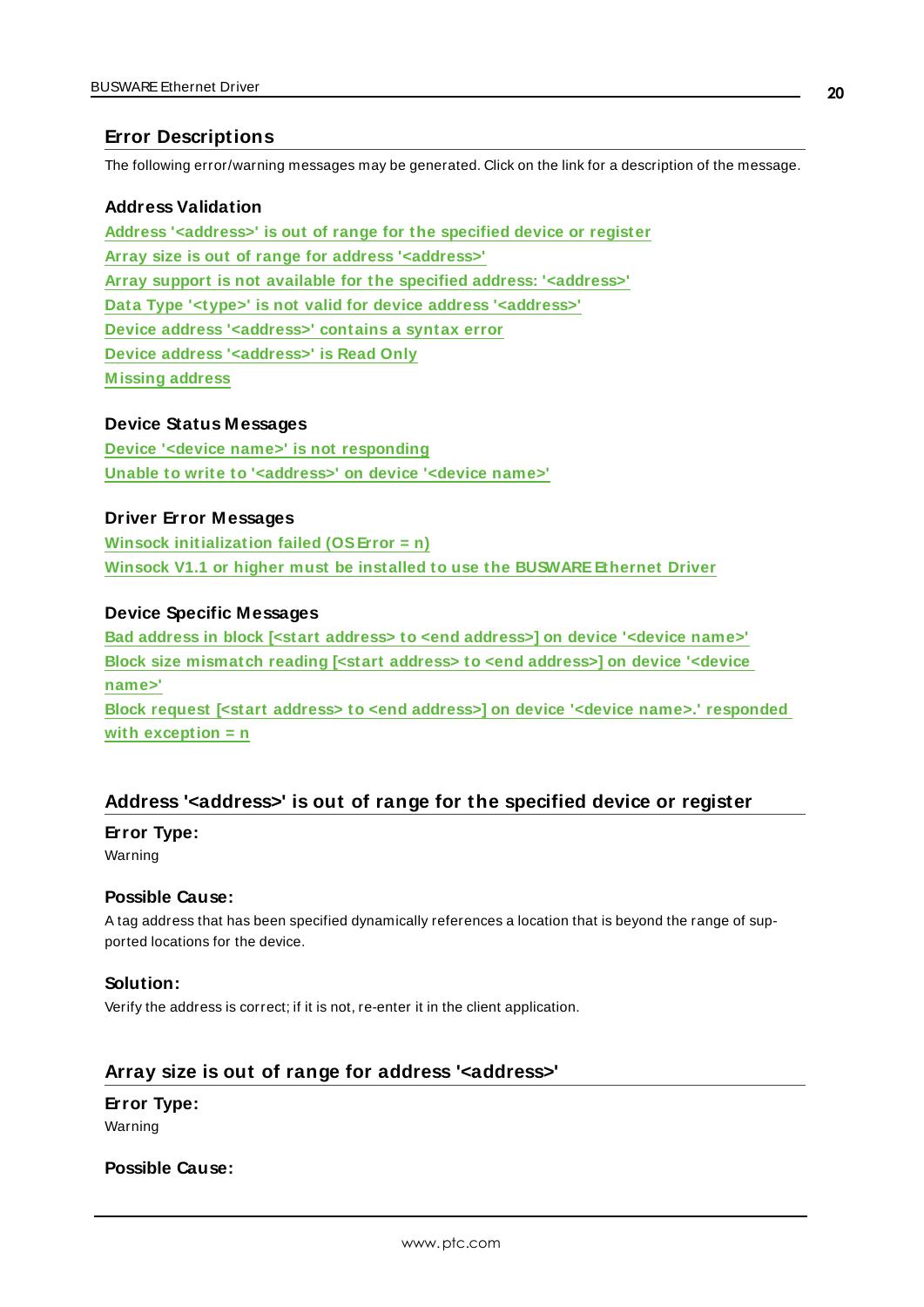## Error Descriptions

The following error/warning messages may be generated. Click on the link for a description of the message.

### Address Validation

Address '<address>' is out of range for the specified device or register
Array size is out of range for address '<address>'
Array support is not available for the specified address: '<address>'
Data Type '<type>' is not valid for device address '<address>'
Device address '<address>' contains a syntax error
Device address '<address>' is Read Only
Missing address

### Device Status Messages

Device '<device name>' is not responding
Unable to write to '<address>' on device '<device name>'

### Driver Error Messages

Winsock initialization failed (OS Error = n)
Winsock V1.1 or higher must be installed to use the BUSWARE Ethernet Driver

### Device Specific Messages

Bad address in block [<start address> to <end address>] on device '<device name>'
Block size mismatch reading [<start address> to <end address>] on device '<device name>'
Block request [<start address> to <end address>] on device '<device name>.' responded with exception = n

## Address '<address>' is out of range for the specified device or register

**Error Type:**
Warning

**Possible Cause:**
A tag address that has been specified dynamically references a location that is beyond the range of supported locations for the device.

**Solution:**
Verify the address is correct; if it is not, re-enter it in the client application.

## Array size is out of range for address '<address>'

**Error Type:**
Warning

**Possible Cause:**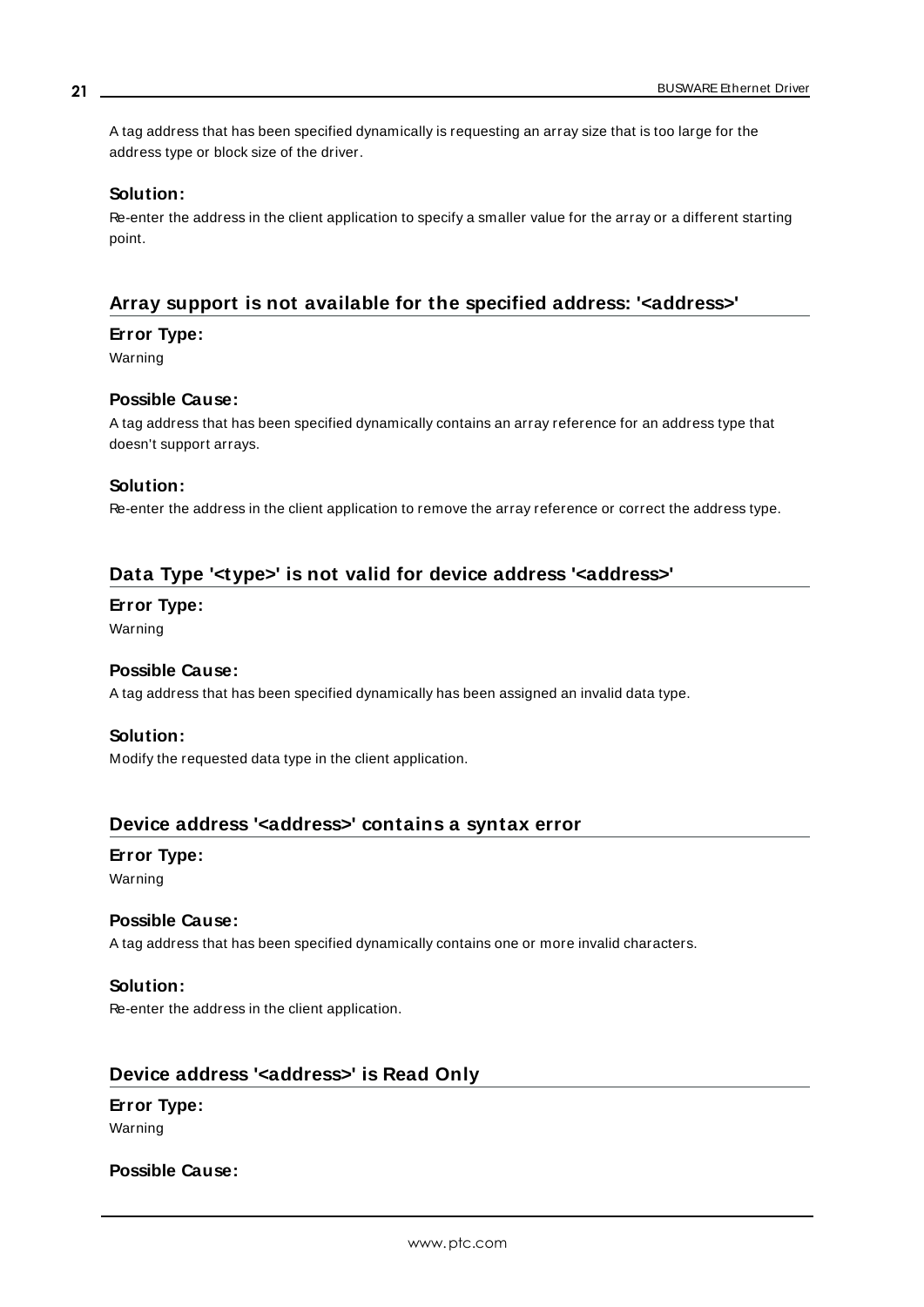A tag address that has been specified dynamically is requesting an array size that is too large for the address type or block size of the driver.

#### Solution:

Re-enter the address in the client application to specify a smaller value for the array or a different starting point.

### Array support is not available for the specified address: '<address>'

#### Error Type:

Warning

#### Possible Cause:

A tag address that has been specified dynamically contains an array reference for an address type that doesn't support arrays.

#### Solution:

Re-enter the address in the client application to remove the array reference or correct the address type.

### Data Type '<type>' is not valid for device address '<address>'

#### Error Type:

Warning

#### Possible Cause:

A tag address that has been specified dynamically has been assigned an invalid data type.

#### Solution:

Modify the requested data type in the client application.

### Device address '<address>' contains a syntax error

#### Error Type:

Warning

#### Possible Cause:

A tag address that has been specified dynamically contains one or more invalid characters.

#### Solution:

Re-enter the address in the client application.

### Device address '<address>' is Read Only

#### Error Type:

Warning

#### Possible Cause: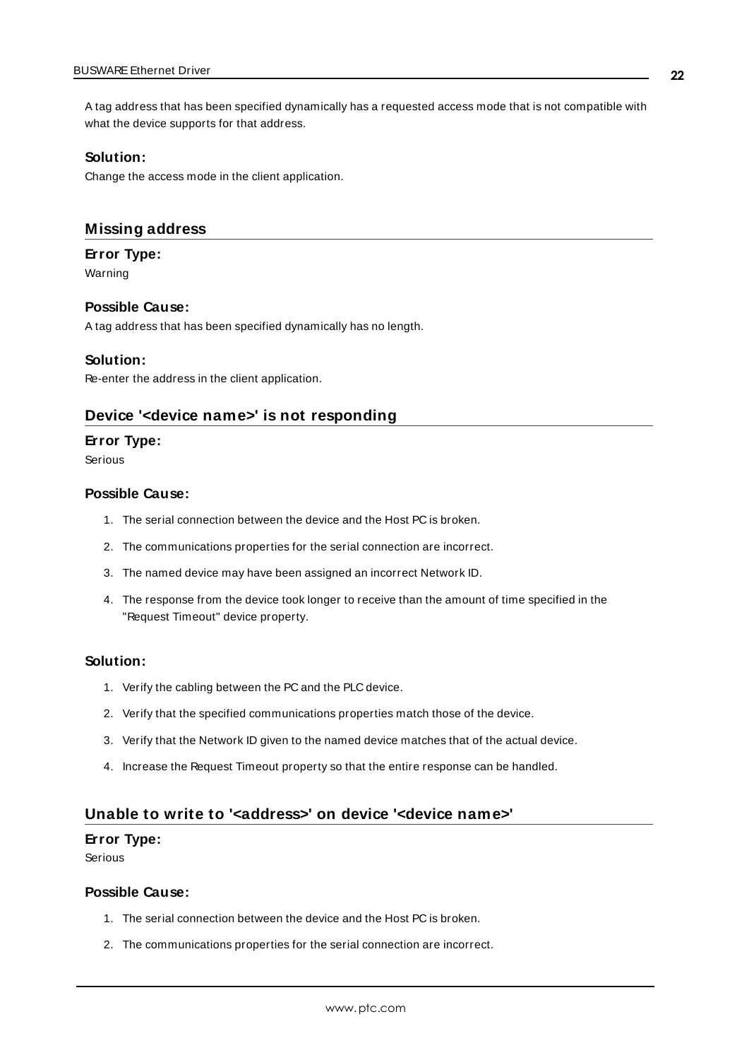A tag address that has been specified dynamically has a requested access mode that is not compatible with what the device supports for that address.

**Solution:**

Change the access mode in the client application.

## Missing address

**Error Type:**

Warning

**Possible Cause:**

A tag address that has been specified dynamically has no length.

**Solution:**

Re-enter the address in the client application.

## Device '<device name>' is not responding

**Error Type:**

Serious

**Possible Cause:**

1. The serial connection between the device and the Host PC is broken.
2. The communications properties for the serial connection are incorrect.
3. The named device may have been assigned an incorrect Network ID.
4. The response from the device took longer to receive than the amount of time specified in the "Request Timeout" device property.

**Solution:**

1. Verify the cabling between the PC and the PLC device.
2. Verify that the specified communications properties match those of the device.
3. Verify that the Network ID given to the named device matches that of the actual device.
4. Increase the Request Timeout property so that the entire response can be handled.

## Unable to write to '<address>' on device '<device name>'

**Error Type:**

Serious

**Possible Cause:**

1. The serial connection between the device and the Host PC is broken.
2. The communications properties for the serial connection are incorrect.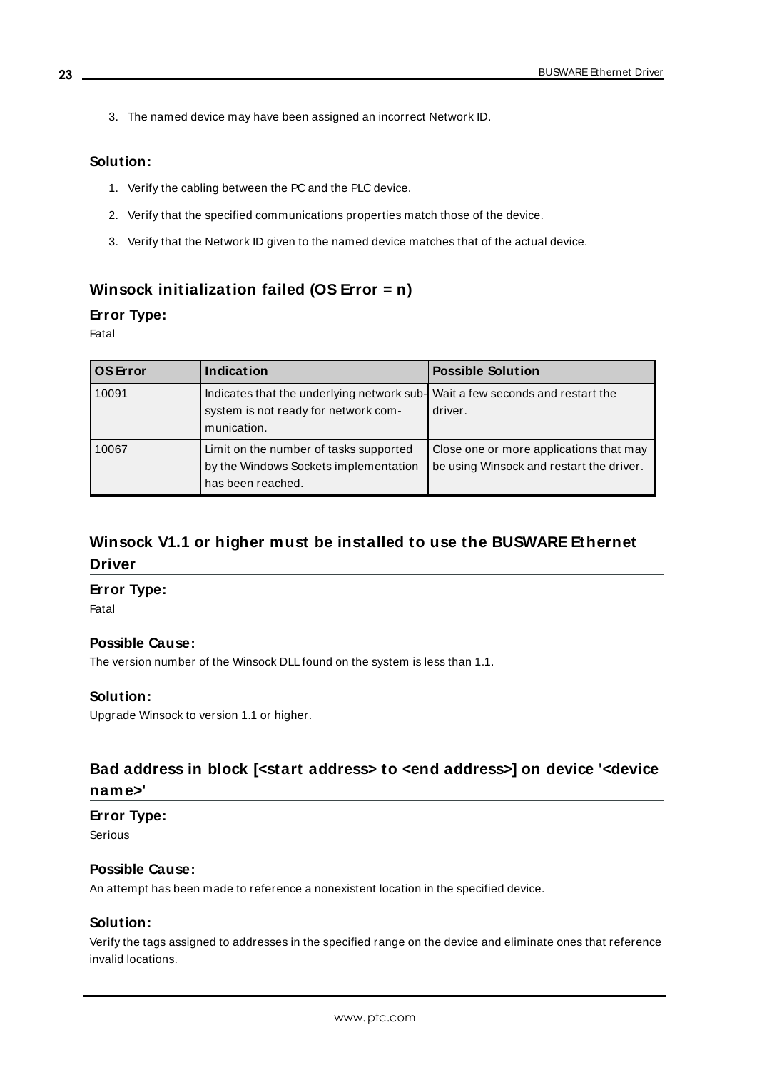3. The named device may have been assigned an incorrect Network ID.

### Solution:

1. Verify the cabling between the PC and the PLC device.
2. Verify that the specified communications properties match those of the device.
3. Verify that the Network ID given to the named device matches that of the actual device.

## Winsock initialization failed (OS Error = n)

### Error Type:

Fatal

| OS Error | Indication | Possible Solution |
|---|---|---|
| 10091 | Indicates that the underlying network subsystem is not ready for network communication. | Wait a few seconds and restart the driver. |
| 10067 | Limit on the number of tasks supported by the Windows Sockets implementation has been reached. | Close one or more applications that may be using Winsock and restart the driver. |

## Winsock V1.1 or higher must be installed to use the BUSWARE Ethernet Driver

### Error Type:

Fatal

### Possible Cause:

The version number of the Winsock DLL found on the system is less than 1.1.

### Solution:

Upgrade Winsock to version 1.1 or higher.

## Bad address in block [<start address> to <end address>] on device '<device name>'

### Error Type:

Serious

### Possible Cause:

An attempt has been made to reference a nonexistent location in the specified device.

### Solution:

Verify the tags assigned to addresses in the specified range on the device and eliminate ones that reference invalid locations.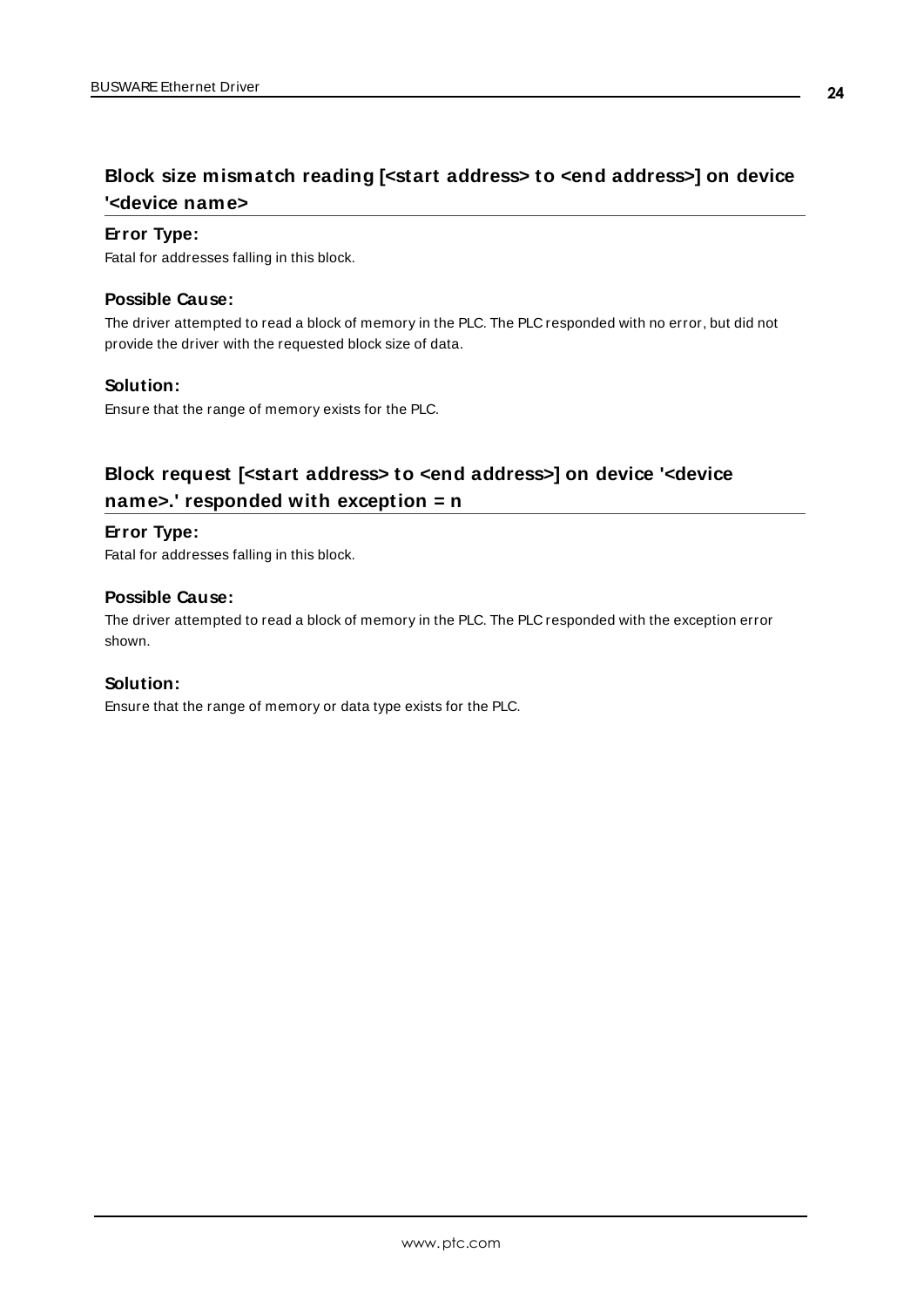## Block size mismatch reading [<start address> to <end address>] on device '<device name>

**Error Type:**

Fatal for addresses falling in this block.

**Possible Cause:**

The driver attempted to read a block of memory in the PLC. The PLC responded with no error, but did not provide the driver with the requested block size of data.

**Solution:**

Ensure that the range of memory exists for the PLC.

## Block request [<start address> to <end address>] on device '<device name>.' responded with exception = n

**Error Type:**

Fatal for addresses falling in this block.

**Possible Cause:**

The driver attempted to read a block of memory in the PLC. The PLC responded with the exception error shown.

**Solution:**

Ensure that the range of memory or data type exists for the PLC.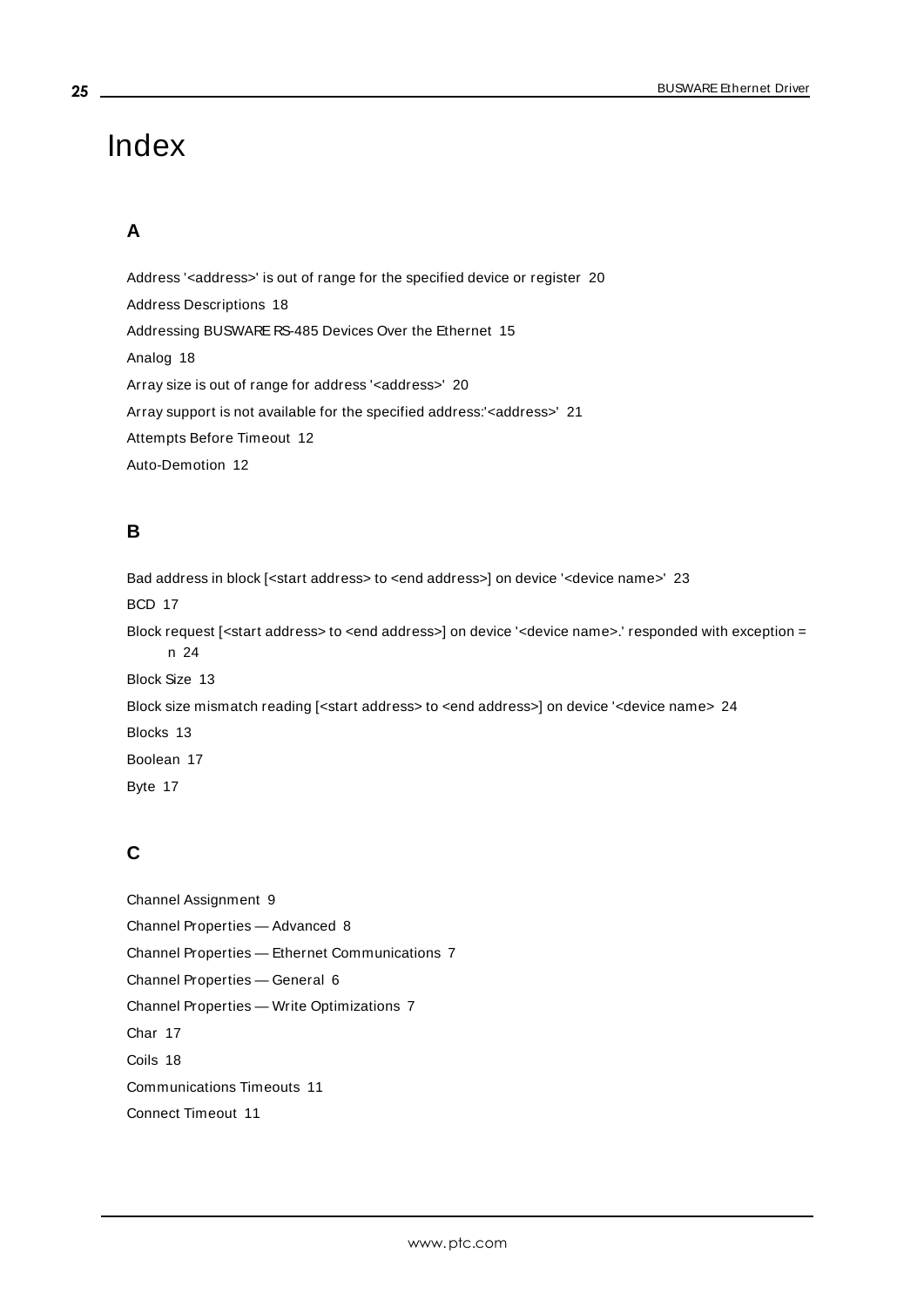# Index

## A

Address '<address>' is out of range for the specified device or register 20

Address Descriptions 18

Addressing BUSWARE RS-485 Devices Over the Ethernet 15

Analog 18

Array size is out of range for address '<address>' 20

Array support is not available for the specified address:'<address>' 21

Attempts Before Timeout 12

Auto-Demotion 12

## B

Bad address in block [<start address> to <end address>] on device '<device name>' 23

BCD 17

Block request [<start address> to <end address>] on device '<device name>.' responded with exception = n 24

Block Size 13

Block size mismatch reading [<start address> to <end address>] on device '<device name> 24

Blocks 13

Boolean 17

Byte 17

## C

Channel Assignment 9

Channel Properties — Advanced 8

Channel Properties — Ethernet Communications 7

Channel Properties — General 6

Channel Properties — Write Optimizations 7

Char 17

Coils 18

Communications Timeouts 11

Connect Timeout 11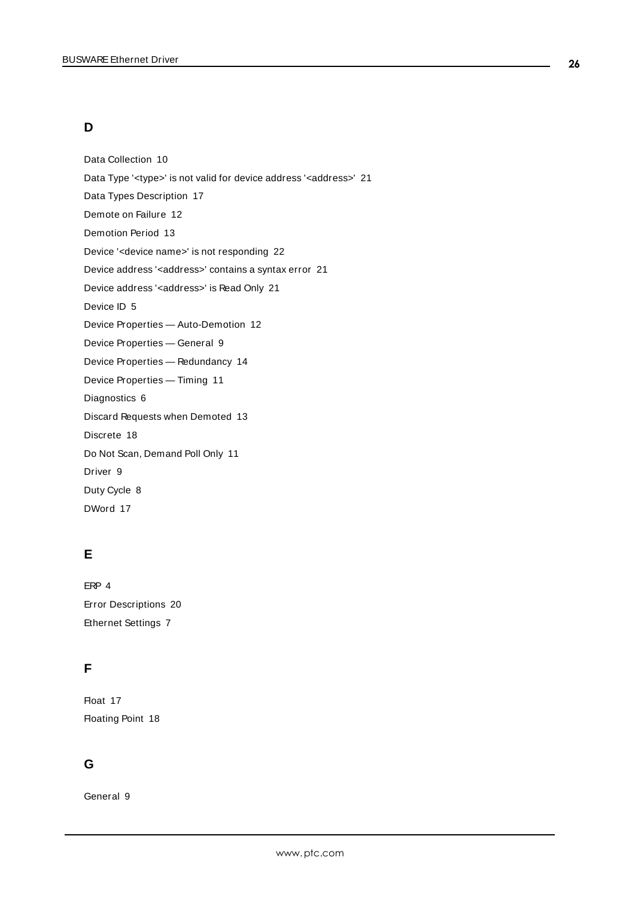## D

Data Collection 10

Data Type '<type>' is not valid for device address '<address>' 21

Data Types Description 17

Demote on Failure 12

Demotion Period 13

Device '<device name>' is not responding 22

Device address '<address>' contains a syntax error 21

Device address '<address>' is Read Only 21

Device ID 5

Device Properties — Auto-Demotion 12

Device Properties — General 9

Device Properties — Redundancy 14

Device Properties — Timing 11

Diagnostics 6

Discard Requests when Demoted 13

Discrete 18

Do Not Scan, Demand Poll Only 11

Driver 9

Duty Cycle 8

DWord 17

## E

ERP 4

Error Descriptions 20

Ethernet Settings 7

## F

Float 17

Floating Point 18

## G

General 9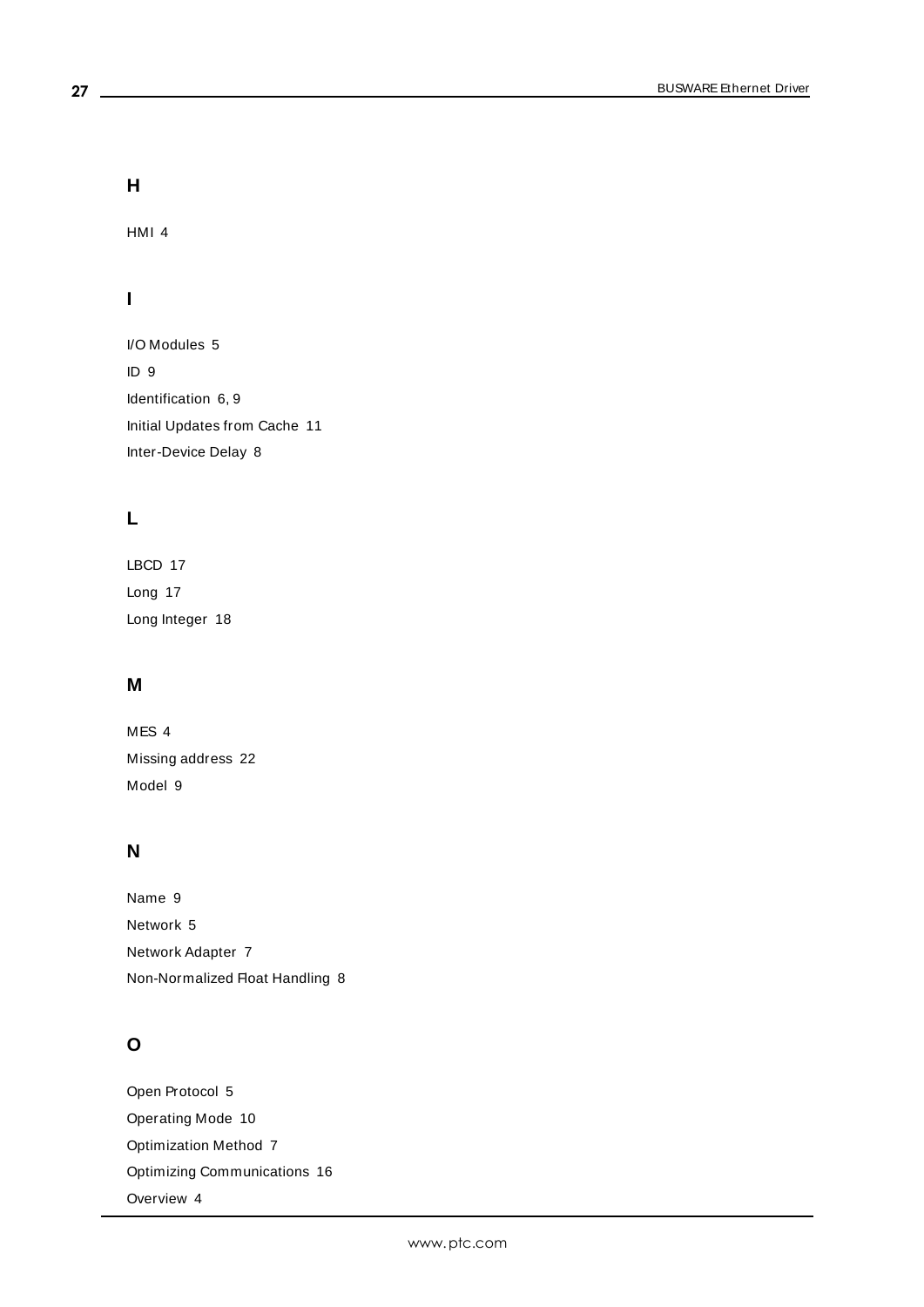## H

HMI 4

## I

I/O Modules 5

ID 9

Identification 6, 9

Initial Updates from Cache 11

Inter-Device Delay 8

## L

LBCD 17

Long 17

Long Integer 18

## M

MES 4

Missing address 22

Model 9

## N

Name 9

Network 5

Network Adapter 7

Non-Normalized Float Handling 8

## O

Open Protocol 5

Operating Mode 10

Optimization Method 7

Optimizing Communications 16

Overview 4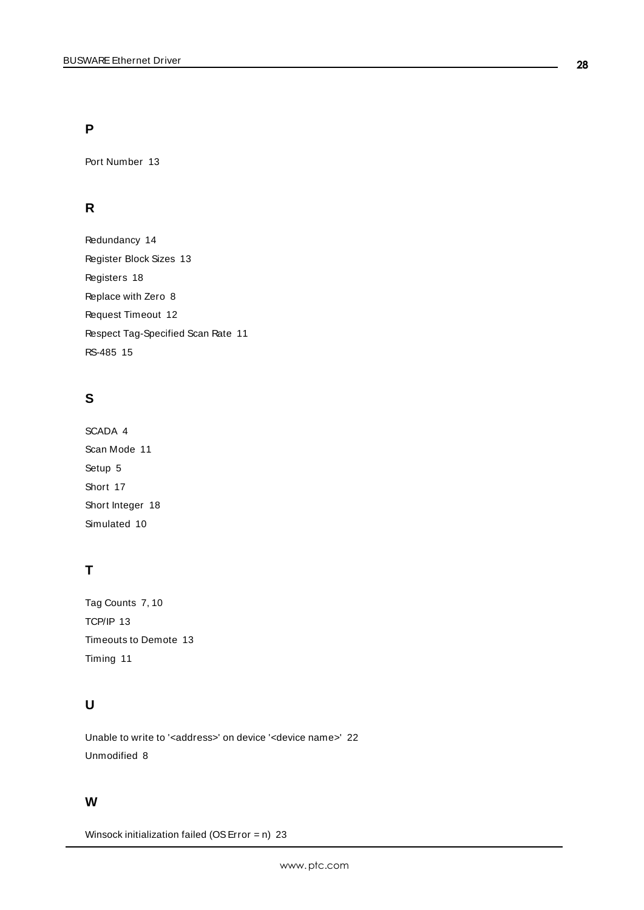## P

Port Number 13

## R

Redundancy 14

Register Block Sizes 13

Registers 18

Replace with Zero 8

Request Timeout 12

Respect Tag-Specified Scan Rate 11

RS-485 15

## S

SCADA 4

Scan Mode 11

Setup 5

Short 17

Short Integer 18

Simulated 10

## T

Tag Counts 7, 10

TCP/IP 13

Timeouts to Demote 13

Timing 11

## U

Unable to write to '<address>' on device '<device name>' 22

Unmodified 8

## W

Winsock initialization failed (OS Error = n) 23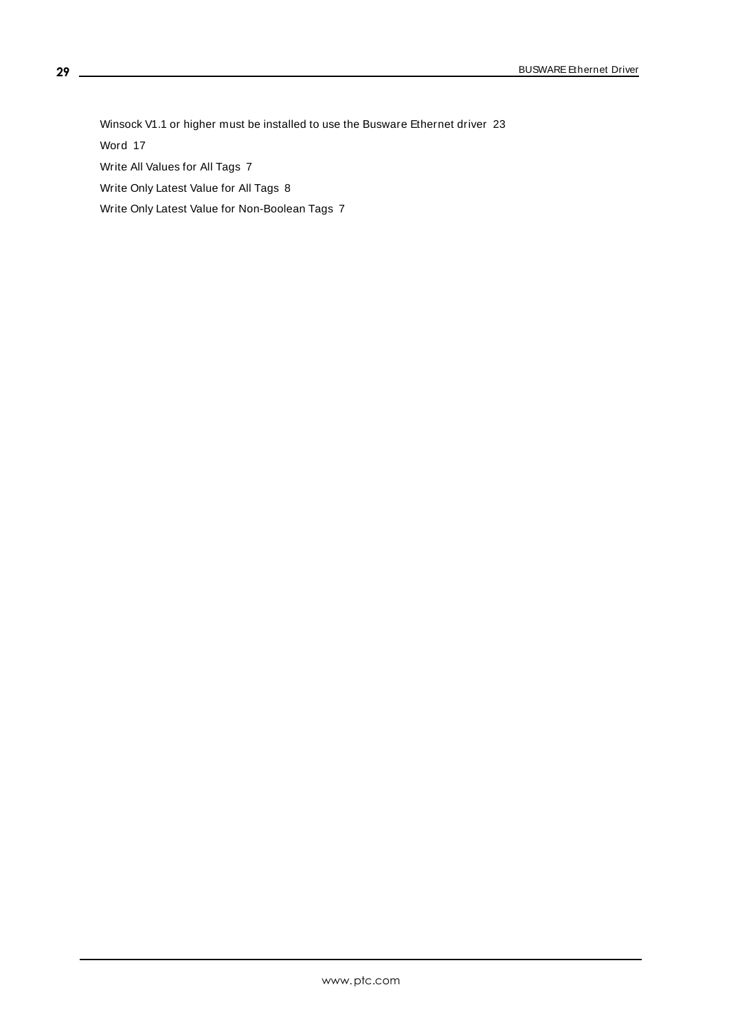Winsock V1.1 or higher must be installed to use the Busware Ethernet driver 23

Word 17

Write All Values for All Tags 7

Write Only Latest Value for All Tags 8

Write Only Latest Value for Non-Boolean Tags 7